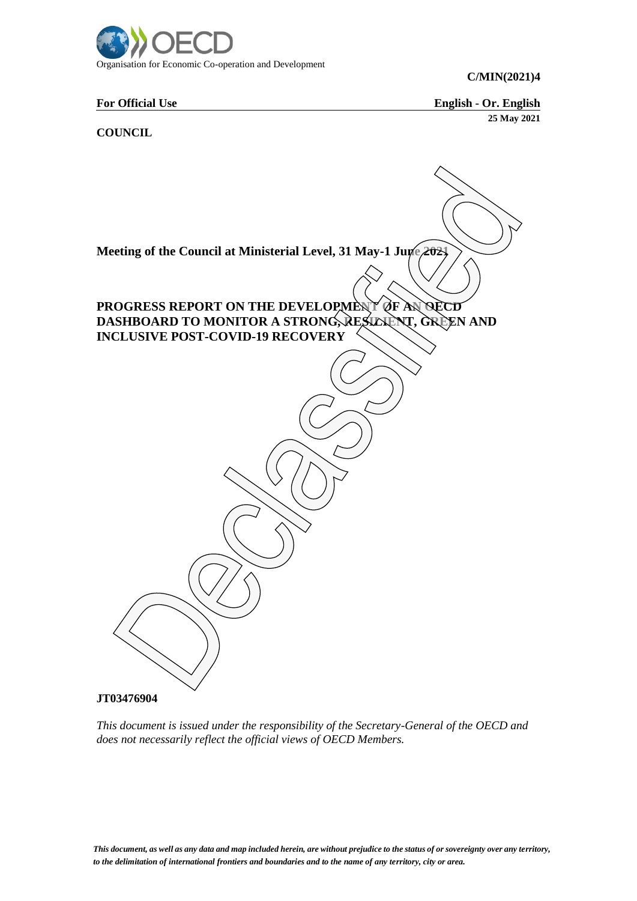Organisation for Economic Co-operation and Development

**C/MIN(2021)4**

**For Official Use** | **English - Or. English**

**25 May 2021**

**COUNCIL**

Declassified

**Meeting of the Council at Ministerial Level, 31 May-1 June 2021**

# PROGRESS REPORT ON THE DEVELOPMENT OF AN OECD DASHBOARD TO MONITOR A STRONG, RESILIENT, GREEN AND INCLUSIVE POST-COVID-19 RECOVERY

**JT03476904**

*This document is issued under the responsibility of the Secretary-General of the OECD and does not necessarily reflect the official views of OECD Members.*

***This document, as well as any data and map included herein, are without prejudice to the status of or sovereignty over any territory, to the delimitation of international frontiers and boundaries and to the name of any territory, city or area.***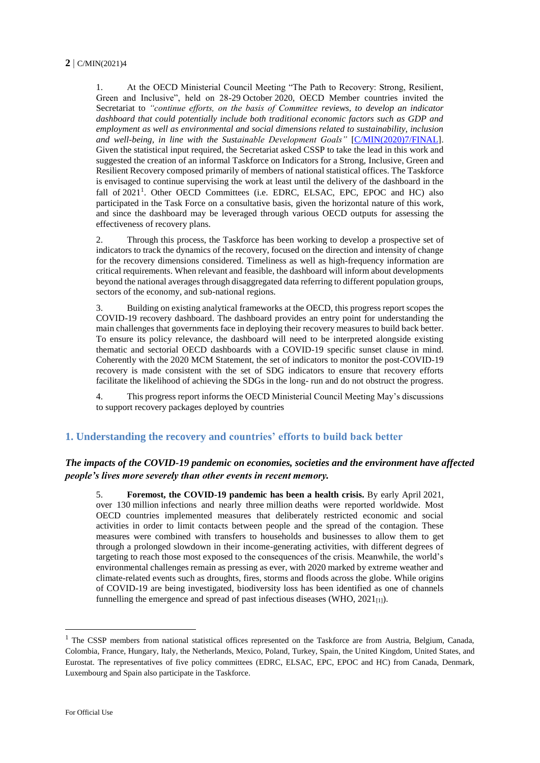1. At the OECD Ministerial Council Meeting "The Path to Recovery: Strong, Resilient, Green and Inclusive", held on 28-29 October 2020, OECD Member countries invited the Secretariat to *"continue efforts, on the basis of Committee reviews, to develop an indicator dashboard that could potentially include both traditional economic factors such as GDP and employment as well as environmental and social dimensions related to sustainability, inclusion and well-being, in line with the Sustainable Development Goals"* [C/MIN(2020)7/FINAL]. Given the statistical input required, the Secretariat asked CSSP to take the lead in this work and suggested the creation of an informal Taskforce on Indicators for a Strong, Inclusive, Green and Resilient Recovery composed primarily of members of national statistical offices. The Taskforce is envisaged to continue supervising the work at least until the delivery of the dashboard in the fall of 2021[1]. Other OECD Committees (i.e. EDRC, ELSAC, EPC, EPOC and HC) also participated in the Task Force on a consultative basis, given the horizontal nature of this work, and since the dashboard may be leveraged through various OECD outputs for assessing the effectiveness of recovery plans.

2. Through this process, the Taskforce has been working to develop a prospective set of indicators to track the dynamics of the recovery, focused on the direction and intensity of change for the recovery dimensions considered. Timeliness as well as high-frequency information are critical requirements. When relevant and feasible, the dashboard will inform about developments beyond the national averages through disaggregated data referring to different population groups, sectors of the economy, and sub-national regions.

3. Building on existing analytical frameworks at the OECD, this progress report scopes the COVID-19 recovery dashboard. The dashboard provides an entry point for understanding the main challenges that governments face in deploying their recovery measures to build back better. To ensure its policy relevance, the dashboard will need to be interpreted alongside existing thematic and sectorial OECD dashboards with a COVID-19 specific sunset clause in mind. Coherently with the 2020 MCM Statement, the set of indicators to monitor the post-COVID-19 recovery is made consistent with the set of SDG indicators to ensure that recovery efforts facilitate the likelihood of achieving the SDGs in the long- run and do not obstruct the progress.

4. This progress report informs the OECD Ministerial Council Meeting May's discussions to support recovery packages deployed by countries

## 1. Understanding the recovery and countries' efforts to build back better

### *The impacts of the COVID-19 pandemic on economies, societies and the environment have affected people's lives more severely than other events in recent memory.*

5. **Foremost, the COVID-19 pandemic has been a health crisis.** By early April 2021, over 130 million infections and nearly three million deaths were reported worldwide. Most OECD countries implemented measures that deliberately restricted economic and social activities in order to limit contacts between people and the spread of the contagion. These measures were combined with transfers to households and businesses to allow them to get through a prolonged slowdown in their income-generating activities, with different degrees of targeting to reach those most exposed to the consequences of the crisis. Meanwhile, the world's environmental challenges remain as pressing as ever, with 2020 marked by extreme weather and climate-related events such as droughts, fires, storms and floods across the globe. While origins of COVID-19 are being investigated, biodiversity loss has been identified as one of channels funnelling the emergence and spread of past infectious diseases (WHO, 2021[1]).

---

[1] The CSSP members from national statistical offices represented on the Taskforce are from Austria, Belgium, Canada, Colombia, France, Hungary, Italy, the Netherlands, Mexico, Poland, Turkey, Spain, the United Kingdom, United States, and Eurostat. The representatives of five policy committees (EDRC, ELSAC, EPC, EPOC and HC) from Canada, Denmark, Luxembourg and Spain also participate in the Taskforce.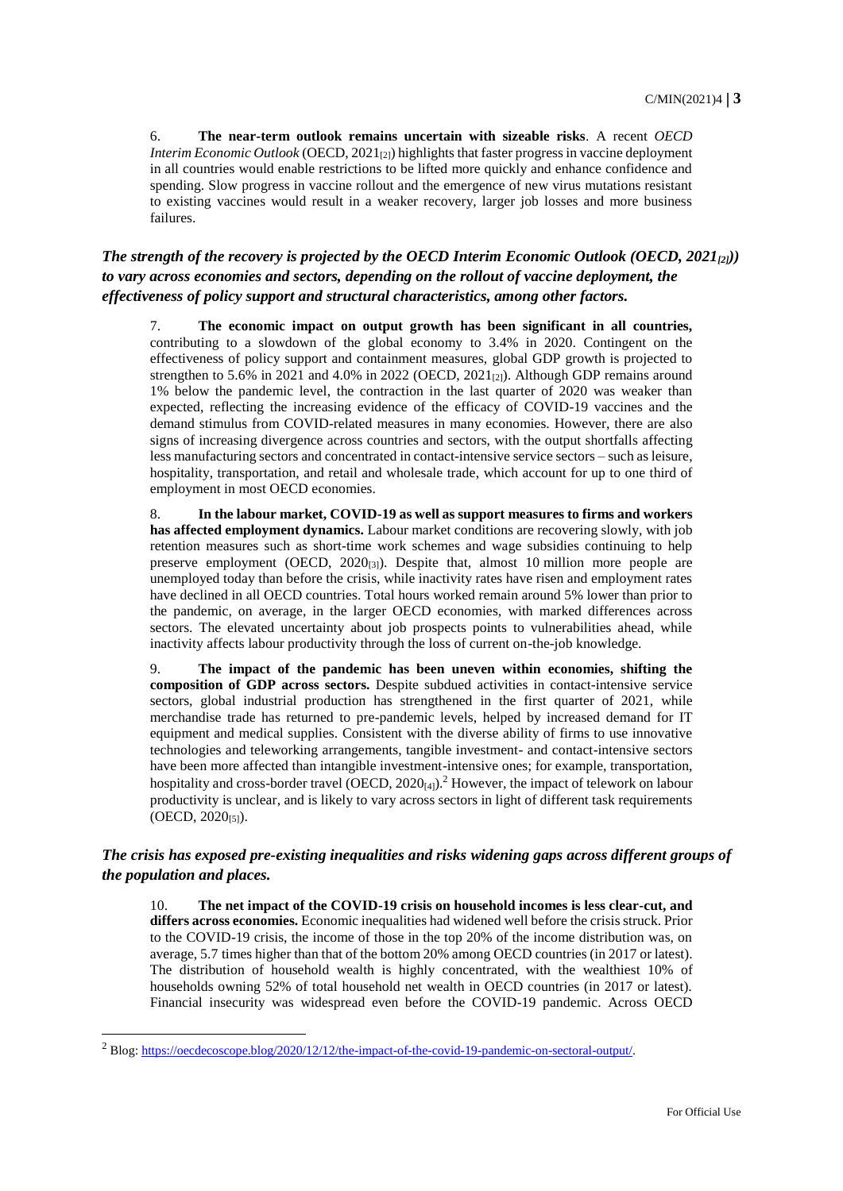6. **The near-term outlook remains uncertain with sizeable risks**. A recent *OECD Interim Economic Outlook* (OECD, 2021[2]) highlights that faster progress in vaccine deployment in all countries would enable restrictions to be lifted more quickly and enhance confidence and spending. Slow progress in vaccine rollout and the emergence of new virus mutations resistant to existing vaccines would result in a weaker recovery, larger job losses and more business failures.

***The strength of the recovery is projected by the OECD Interim Economic Outlook (OECD, 2021[2])) to vary across economies and sectors, depending on the rollout of vaccine deployment, the effectiveness of policy support and structural characteristics, among other factors.***

7. **The economic impact on output growth has been significant in all countries,** contributing to a slowdown of the global economy to 3.4% in 2020. Contingent on the effectiveness of policy support and containment measures, global GDP growth is projected to strengthen to 5.6% in 2021 and 4.0% in 2022 (OECD, 2021[2]). Although GDP remains around 1% below the pandemic level, the contraction in the last quarter of 2020 was weaker than expected, reflecting the increasing evidence of the efficacy of COVID-19 vaccines and the demand stimulus from COVID-related measures in many economies. However, there are also signs of increasing divergence across countries and sectors, with the output shortfalls affecting less manufacturing sectors and concentrated in contact-intensive service sectors – such as leisure, hospitality, transportation, and retail and wholesale trade, which account for up to one third of employment in most OECD economies.

8. **In the labour market, COVID-19 as well as support measures to firms and workers has affected employment dynamics.** Labour market conditions are recovering slowly, with job retention measures such as short-time work schemes and wage subsidies continuing to help preserve employment (OECD, 2020[3]). Despite that, almost 10 million more people are unemployed today than before the crisis, while inactivity rates have risen and employment rates have declined in all OECD countries. Total hours worked remain around 5% lower than prior to the pandemic, on average, in the larger OECD economies, with marked differences across sectors. The elevated uncertainty about job prospects points to vulnerabilities ahead, while inactivity affects labour productivity through the loss of current on-the-job knowledge.

9. **The impact of the pandemic has been uneven within economies, shifting the composition of GDP across sectors.** Despite subdued activities in contact-intensive service sectors, global industrial production has strengthened in the first quarter of 2021, while merchandise trade has returned to pre-pandemic levels, helped by increased demand for IT equipment and medical supplies. Consistent with the diverse ability of firms to use innovative technologies and teleworking arrangements, tangible investment- and contact-intensive sectors have been more affected than intangible investment-intensive ones; for example, transportation, hospitality and cross-border travel (OECD, 2020[4]).[2] However, the impact of telework on labour productivity is unclear, and is likely to vary across sectors in light of different task requirements (OECD, 2020[5]).

***The crisis has exposed pre-existing inequalities and risks widening gaps across different groups of the population and places.***

10. **The net impact of the COVID-19 crisis on household incomes is less clear-cut, and differs across economies.** Economic inequalities had widened well before the crisis struck. Prior to the COVID-19 crisis, the income of those in the top 20% of the income distribution was, on average, 5.7 times higher than that of the bottom 20% among OECD countries (in 2017 or latest). The distribution of household wealth is highly concentrated, with the wealthiest 10% of households owning 52% of total household net wealth in OECD countries (in 2017 or latest). Financial insecurity was widespread even before the COVID-19 pandemic. Across OECD

[2] Blog: https://oecdecoscope.blog/2020/12/12/the-impact-of-the-covid-19-pandemic-on-sectoral-output/.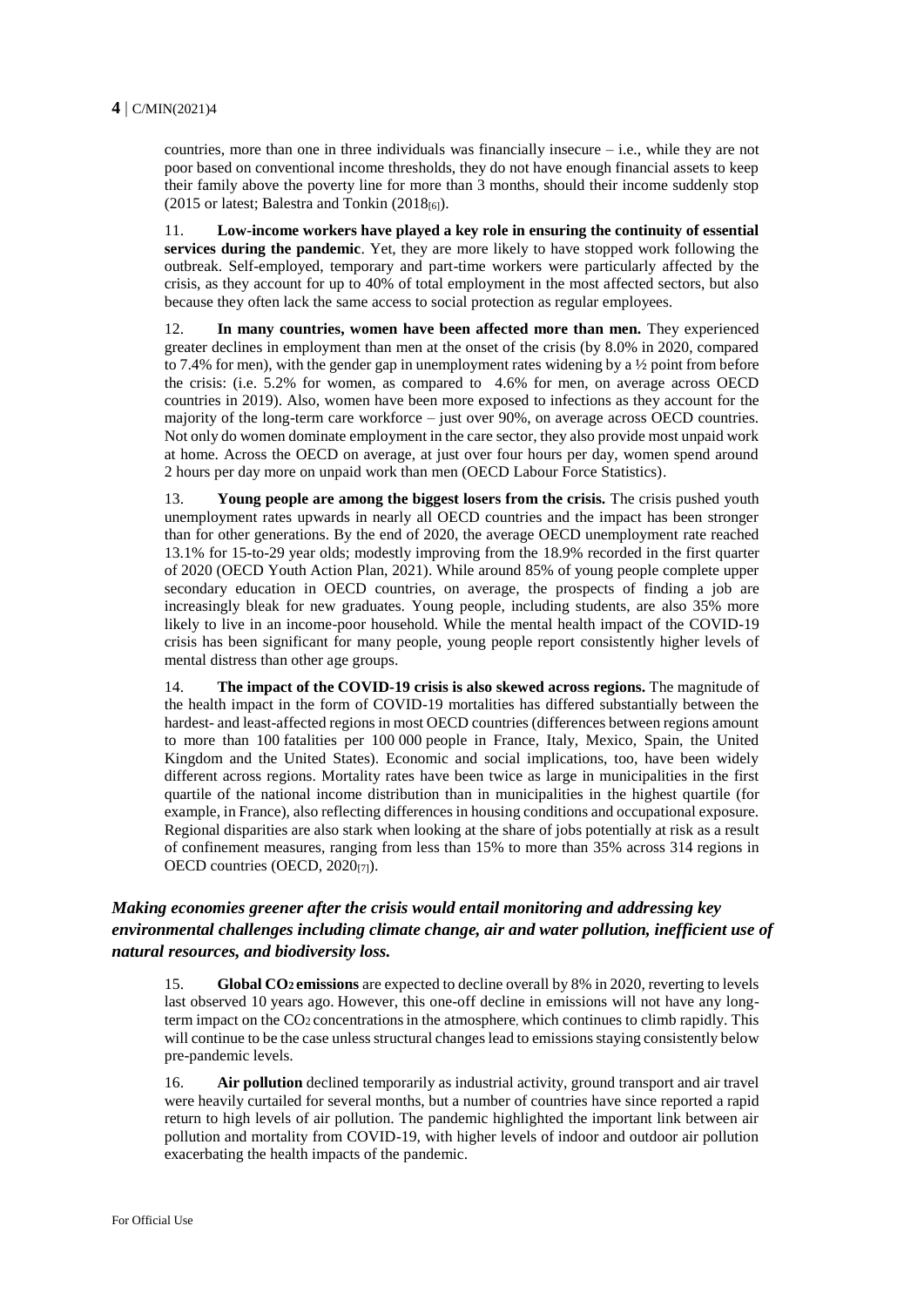countries, more than one in three individuals was financially insecure – i.e., while they are not poor based on conventional income thresholds, they do not have enough financial assets to keep their family above the poverty line for more than 3 months, should their income suddenly stop (2015 or latest; Balestra and Tonkin (2018[6]).

11. **Low-income workers have played a key role in ensuring the continuity of essential services during the pandemic**. Yet, they are more likely to have stopped work following the outbreak. Self-employed, temporary and part-time workers were particularly affected by the crisis, as they account for up to 40% of total employment in the most affected sectors, but also because they often lack the same access to social protection as regular employees.

12. **In many countries, women have been affected more than men.** They experienced greater declines in employment than men at the onset of the crisis (by 8.0% in 2020, compared to 7.4% for men), with the gender gap in unemployment rates widening by a ½ point from before the crisis: (i.e. 5.2% for women, as compared to 4.6% for men, on average across OECD countries in 2019). Also, women have been more exposed to infections as they account for the majority of the long-term care workforce – just over 90%, on average across OECD countries. Not only do women dominate employment in the care sector, they also provide most unpaid work at home. Across the OECD on average, at just over four hours per day, women spend around 2 hours per day more on unpaid work than men (OECD Labour Force Statistics).

13. **Young people are among the biggest losers from the crisis.** The crisis pushed youth unemployment rates upwards in nearly all OECD countries and the impact has been stronger than for other generations. By the end of 2020, the average OECD unemployment rate reached 13.1% for 15-to-29 year olds; modestly improving from the 18.9% recorded in the first quarter of 2020 (OECD Youth Action Plan, 2021). While around 85% of young people complete upper secondary education in OECD countries, on average, the prospects of finding a job are increasingly bleak for new graduates. Young people, including students, are also 35% more likely to live in an income-poor household. While the mental health impact of the COVID-19 crisis has been significant for many people, young people report consistently higher levels of mental distress than other age groups.

14. **The impact of the COVID-19 crisis is also skewed across regions.** The magnitude of the health impact in the form of COVID-19 mortalities has differed substantially between the hardest- and least-affected regions in most OECD countries (differences between regions amount to more than 100 fatalities per 100 000 people in France, Italy, Mexico, Spain, the United Kingdom and the United States). Economic and social implications, too, have been widely different across regions. Mortality rates have been twice as large in municipalities in the first quartile of the national income distribution than in municipalities in the highest quartile (for example, in France), also reflecting differences in housing conditions and occupational exposure. Regional disparities are also stark when looking at the share of jobs potentially at risk as a result of confinement measures, ranging from less than 15% to more than 35% across 314 regions in OECD countries (OECD, 2020[7]).

### *Making economies greener after the crisis would entail monitoring and addressing key environmental challenges including climate change, air and water pollution, inefficient use of natural resources, and biodiversity loss.*

15. **Global $CO_2$ emissions** are expected to decline overall by 8% in 2020, reverting to levels last observed 10 years ago. However, this one-off decline in emissions will not have any long-term impact on the $CO_2$ concentrations in the atmosphere, which continues to climb rapidly. This will continue to be the case unless structural changes lead to emissions staying consistently below pre-pandemic levels.

16. **Air pollution** declined temporarily as industrial activity, ground transport and air travel were heavily curtailed for several months, but a number of countries have since reported a rapid return to high levels of air pollution. The pandemic highlighted the important link between air pollution and mortality from COVID-19, with higher levels of indoor and outdoor air pollution exacerbating the health impacts of the pandemic.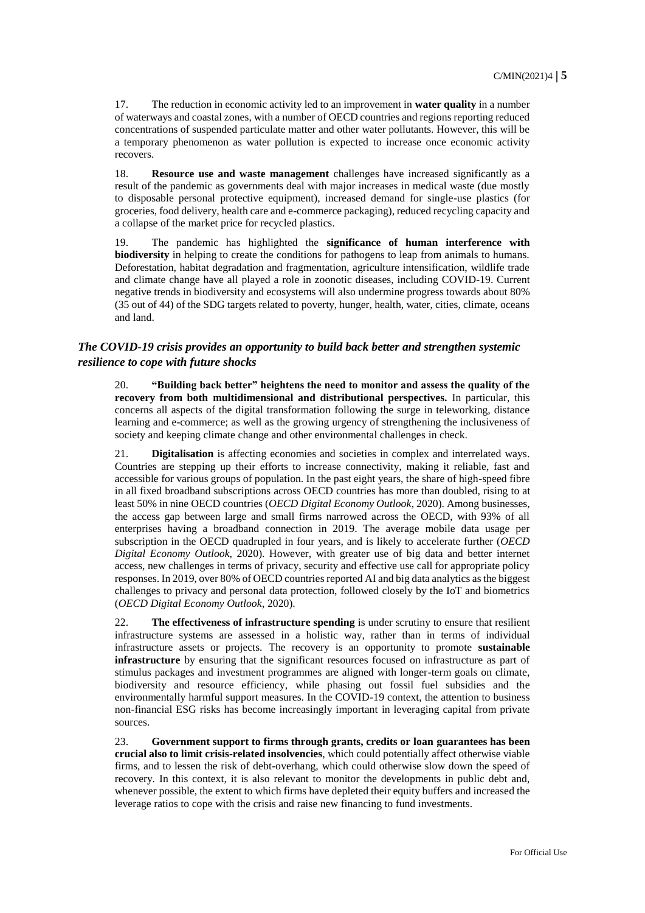17. The reduction in economic activity led to an improvement in **water quality** in a number of waterways and coastal zones, with a number of OECD countries and regions reporting reduced concentrations of suspended particulate matter and other water pollutants. However, this will be a temporary phenomenon as water pollution is expected to increase once economic activity recovers.

18. **Resource use and waste management** challenges have increased significantly as a result of the pandemic as governments deal with major increases in medical waste (due mostly to disposable personal protective equipment), increased demand for single-use plastics (for groceries, food delivery, health care and e-commerce packaging), reduced recycling capacity and a collapse of the market price for recycled plastics.

19. The pandemic has highlighted the **significance of human interference with biodiversity** in helping to create the conditions for pathogens to leap from animals to humans. Deforestation, habitat degradation and fragmentation, agriculture intensification, wildlife trade and climate change have all played a role in zoonotic diseases, including COVID-19. Current negative trends in biodiversity and ecosystems will also undermine progress towards about 80% (35 out of 44) of the SDG targets related to poverty, hunger, health, water, cities, climate, oceans and land.

### *The COVID-19 crisis provides an opportunity to build back better and strengthen systemic resilience to cope with future shocks*

20. **"Building back better" heightens the need to monitor and assess the quality of the recovery from both multidimensional and distributional perspectives.** In particular, this concerns all aspects of the digital transformation following the surge in teleworking, distance learning and e-commerce; as well as the growing urgency of strengthening the inclusiveness of society and keeping climate change and other environmental challenges in check.

21. **Digitalisation** is affecting economies and societies in complex and interrelated ways. Countries are stepping up their efforts to increase connectivity, making it reliable, fast and accessible for various groups of population. In the past eight years, the share of high-speed fibre in all fixed broadband subscriptions across OECD countries has more than doubled, rising to at least 50% in nine OECD countries (*OECD Digital Economy Outlook*, 2020). Among businesses, the access gap between large and small firms narrowed across the OECD, with 93% of all enterprises having a broadband connection in 2019. The average mobile data usage per subscription in the OECD quadrupled in four years, and is likely to accelerate further (*OECD Digital Economy Outlook*, 2020). However, with greater use of big data and better internet access, new challenges in terms of privacy, security and effective use call for appropriate policy responses. In 2019, over 80% of OECD countries reported AI and big data analytics as the biggest challenges to privacy and personal data protection, followed closely by the IoT and biometrics (*OECD Digital Economy Outlook*, 2020).

22. **The effectiveness of infrastructure spending** is under scrutiny to ensure that resilient infrastructure systems are assessed in a holistic way, rather than in terms of individual infrastructure assets or projects. The recovery is an opportunity to promote **sustainable infrastructure** by ensuring that the significant resources focused on infrastructure as part of stimulus packages and investment programmes are aligned with longer-term goals on climate, biodiversity and resource efficiency, while phasing out fossil fuel subsidies and the environmentally harmful support measures. In the COVID-19 context, the attention to business non-financial ESG risks has become increasingly important in leveraging capital from private sources.

23. **Government support to firms through grants, credits or loan guarantees has been crucial also to limit crisis-related insolvencies**, which could potentially affect otherwise viable firms, and to lessen the risk of debt-overhang, which could otherwise slow down the speed of recovery. In this context, it is also relevant to monitor the developments in public debt and, whenever possible, the extent to which firms have depleted their equity buffers and increased the leverage ratios to cope with the crisis and raise new financing to fund investments.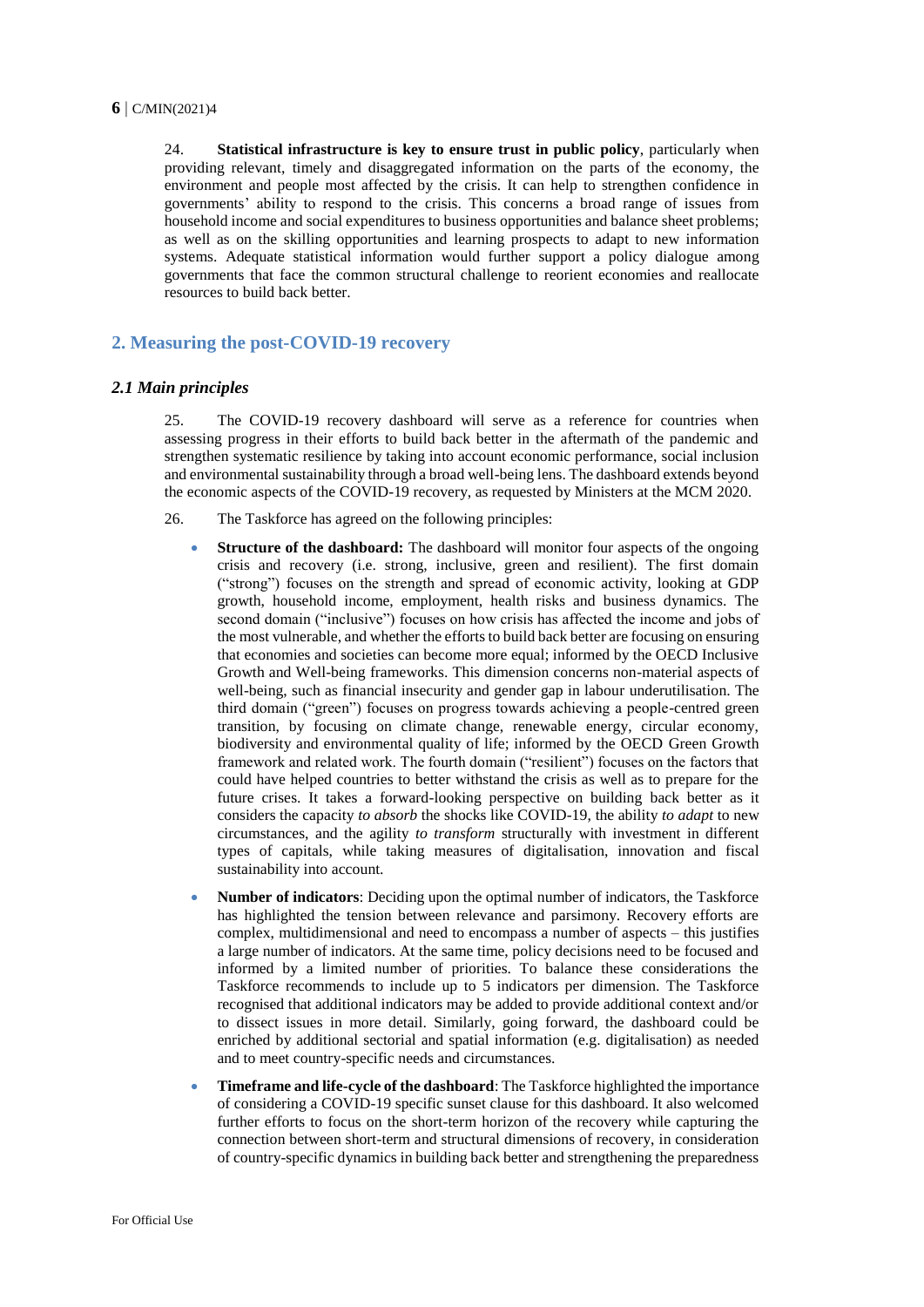24. **Statistical infrastructure is key to ensure trust in public policy**, particularly when providing relevant, timely and disaggregated information on the parts of the economy, the environment and people most affected by the crisis. It can help to strengthen confidence in governments' ability to respond to the crisis. This concerns a broad range of issues from household income and social expenditures to business opportunities and balance sheet problems; as well as on the skilling opportunities and learning prospects to adapt to new information systems. Adequate statistical information would further support a policy dialogue among governments that face the common structural challenge to reorient economies and reallocate resources to build back better.

## 2. Measuring the post-COVID-19 recovery

### *2.1 Main principles*

25. The COVID-19 recovery dashboard will serve as a reference for countries when assessing progress in their efforts to build back better in the aftermath of the pandemic and strengthen systematic resilience by taking into account economic performance, social inclusion and environmental sustainability through a broad well-being lens. The dashboard extends beyond the economic aspects of the COVID-19 recovery, as requested by Ministers at the MCM 2020.

26. The Taskforce has agreed on the following principles:

- **Structure of the dashboard:** The dashboard will monitor four aspects of the ongoing crisis and recovery (i.e. strong, inclusive, green and resilient). The first domain ("strong") focuses on the strength and spread of economic activity, looking at GDP growth, household income, employment, health risks and business dynamics. The second domain ("inclusive") focuses on how crisis has affected the income and jobs of the most vulnerable, and whether the efforts to build back better are focusing on ensuring that economies and societies can become more equal; informed by the OECD Inclusive Growth and Well-being frameworks. This dimension concerns non-material aspects of well-being, such as financial insecurity and gender gap in labour underutilisation. The third domain ("green") focuses on progress towards achieving a people-centred green transition, by focusing on climate change, renewable energy, circular economy, biodiversity and environmental quality of life; informed by the OECD Green Growth framework and related work. The fourth domain ("resilient") focuses on the factors that could have helped countries to better withstand the crisis as well as to prepare for the future crises. It takes a forward-looking perspective on building back better as it considers the capacity *to absorb* the shocks like COVID-19, the ability *to adapt* to new circumstances, and the agility *to transform* structurally with investment in different types of capitals, while taking measures of digitalisation, innovation and fiscal sustainability into account.

- **Number of indicators**: Deciding upon the optimal number of indicators, the Taskforce has highlighted the tension between relevance and parsimony. Recovery efforts are complex, multidimensional and need to encompass a number of aspects – this justifies a large number of indicators. At the same time, policy decisions need to be focused and informed by a limited number of priorities. To balance these considerations the Taskforce recommends to include up to 5 indicators per dimension. The Taskforce recognised that additional indicators may be added to provide additional context and/or to dissect issues in more detail. Similarly, going forward, the dashboard could be enriched by additional sectorial and spatial information (e.g. digitalisation) as needed and to meet country-specific needs and circumstances.

- **Timeframe and life-cycle of the dashboard**: The Taskforce highlighted the importance of considering a COVID-19 specific sunset clause for this dashboard. It also welcomed further efforts to focus on the short-term horizon of the recovery while capturing the connection between short-term and structural dimensions of recovery, in consideration of country-specific dynamics in building back better and strengthening the preparedness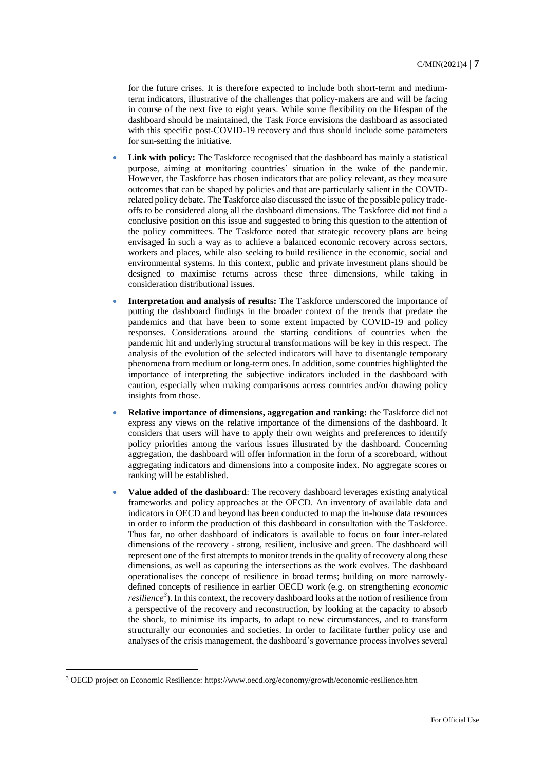for the future crises. It is therefore expected to include both short-term and medium-term indicators, illustrative of the challenges that policy-makers are and will be facing in course of the next five to eight years. While some flexibility on the lifespan of the dashboard should be maintained, the Task Force envisions the dashboard as associated with this specific post-COVID-19 recovery and thus should include some parameters for sun-setting the initiative.

- **Link with policy:** The Taskforce recognised that the dashboard has mainly a statistical purpose, aiming at monitoring countries' situation in the wake of the pandemic. However, the Taskforce has chosen indicators that are policy relevant, as they measure outcomes that can be shaped by policies and that are particularly salient in the COVID-related policy debate. The Taskforce also discussed the issue of the possible policy trade-offs to be considered along all the dashboard dimensions. The Taskforce did not find a conclusive position on this issue and suggested to bring this question to the attention of the policy committees. The Taskforce noted that strategic recovery plans are being envisaged in such a way as to achieve a balanced economic recovery across sectors, workers and places, while also seeking to build resilience in the economic, social and environmental systems. In this context, public and private investment plans should be designed to maximise returns across these three dimensions, while taking in consideration distributional issues.
- **Interpretation and analysis of results:** The Taskforce underscored the importance of putting the dashboard findings in the broader context of the trends that predate the pandemics and that have been to some extent impacted by COVID-19 and policy responses. Considerations around the starting conditions of countries when the pandemic hit and underlying structural transformations will be key in this respect. The analysis of the evolution of the selected indicators will have to disentangle temporary phenomena from medium or long-term ones. In addition, some countries highlighted the importance of interpreting the subjective indicators included in the dashboard with caution, especially when making comparisons across countries and/or drawing policy insights from those.
- **Relative importance of dimensions, aggregation and ranking:** the Taskforce did not express any views on the relative importance of the dimensions of the dashboard. It considers that users will have to apply their own weights and preferences to identify policy priorities among the various issues illustrated by the dashboard. Concerning aggregation, the dashboard will offer information in the form of a scoreboard, without aggregating indicators and dimensions into a composite index. No aggregate scores or ranking will be established.
- **Value added of the dashboard**: The recovery dashboard leverages existing analytical frameworks and policy approaches at the OECD. An inventory of available data and indicators in OECD and beyond has been conducted to map the in-house data resources in order to inform the production of this dashboard in consultation with the Taskforce. Thus far, no other dashboard of indicators is available to focus on four inter-related dimensions of the recovery - strong, resilient, inclusive and green. The dashboard will represent one of the first attempts to monitor trends in the quality of recovery along these dimensions, as well as capturing the intersections as the work evolves. The dashboard operationalises the concept of resilience in broad terms; building on more narrowly-defined concepts of resilience in earlier OECD work (e.g. on strengthening *economic resilience*[3]). In this context, the recovery dashboard looks at the notion of resilience from a perspective of the recovery and reconstruction, by looking at the capacity to absorb the shock, to minimise its impacts, to adapt to new circumstances, and to transform structurally our economies and societies. In order to facilitate further policy use and analyses of the crisis management, the dashboard's governance process involves several

[3] OECD project on Economic Resilience: https://www.oecd.org/economy/growth/economic-resilience.htm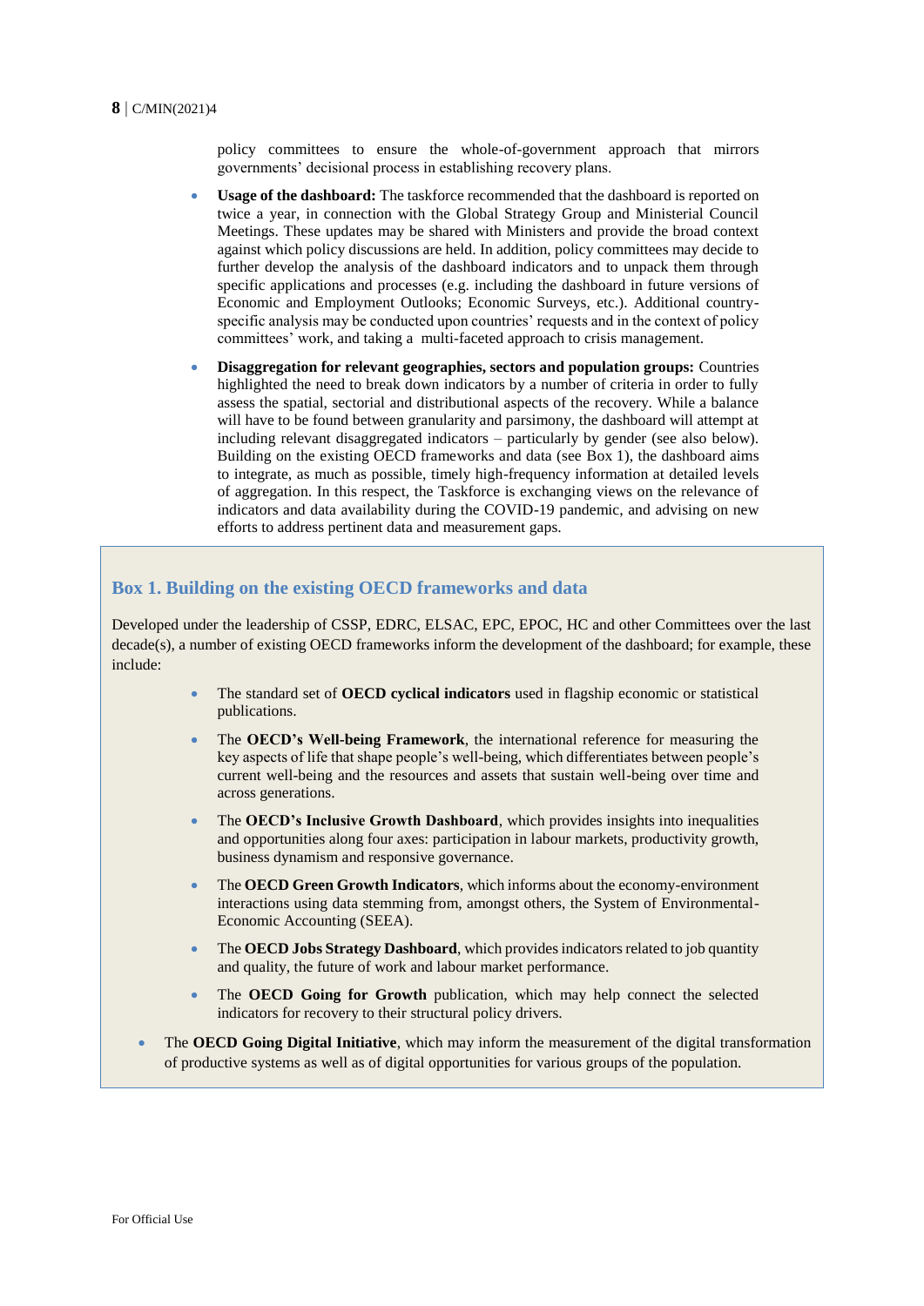policy committees to ensure the whole-of-government approach that mirrors governments' decisional process in establishing recovery plans.

- **Usage of the dashboard:** The taskforce recommended that the dashboard is reported on twice a year, in connection with the Global Strategy Group and Ministerial Council Meetings. These updates may be shared with Ministers and provide the broad context against which policy discussions are held. In addition, policy committees may decide to further develop the analysis of the dashboard indicators and to unpack them through specific applications and processes (e.g. including the dashboard in future versions of Economic and Employment Outlooks; Economic Surveys, etc.). Additional country-specific analysis may be conducted upon countries' requests and in the context of policy committees' work, and taking a multi-faceted approach to crisis management.
- **Disaggregation for relevant geographies, sectors and population groups:** Countries highlighted the need to break down indicators by a number of criteria in order to fully assess the spatial, sectorial and distributional aspects of the recovery. While a balance will have to be found between granularity and parsimony, the dashboard will attempt at including relevant disaggregated indicators – particularly by gender (see also below). Building on the existing OECD frameworks and data (see Box 1), the dashboard aims to integrate, as much as possible, timely high-frequency information at detailed levels of aggregation. In this respect, the Taskforce is exchanging views on the relevance of indicators and data availability during the COVID-19 pandemic, and advising on new efforts to address pertinent data and measurement gaps.

### Box 1. Building on the existing OECD frameworks and data

Developed under the leadership of CSSP, EDRC, ELSAC, EPC, EPOC, HC and other Committees over the last decade(s), a number of existing OECD frameworks inform the development of the dashboard; for example, these include:

- The standard set of **OECD cyclical indicators** used in flagship economic or statistical publications.
- The **OECD's Well-being Framework**, the international reference for measuring the key aspects of life that shape people's well-being, which differentiates between people's current well-being and the resources and assets that sustain well-being over time and across generations.
- The **OECD's Inclusive Growth Dashboard**, which provides insights into inequalities and opportunities along four axes: participation in labour markets, productivity growth, business dynamism and responsive governance.
- The **OECD Green Growth Indicators**, which informs about the economy-environment interactions using data stemming from, amongst others, the System of Environmental-Economic Accounting (SEEA).
- The **OECD Jobs Strategy Dashboard**, which provides indicators related to job quantity and quality, the future of work and labour market performance.
- The **OECD Going for Growth** publication, which may help connect the selected indicators for recovery to their structural policy drivers.
- The **OECD Going Digital Initiative**, which may inform the measurement of the digital transformation of productive systems as well as of digital opportunities for various groups of the population.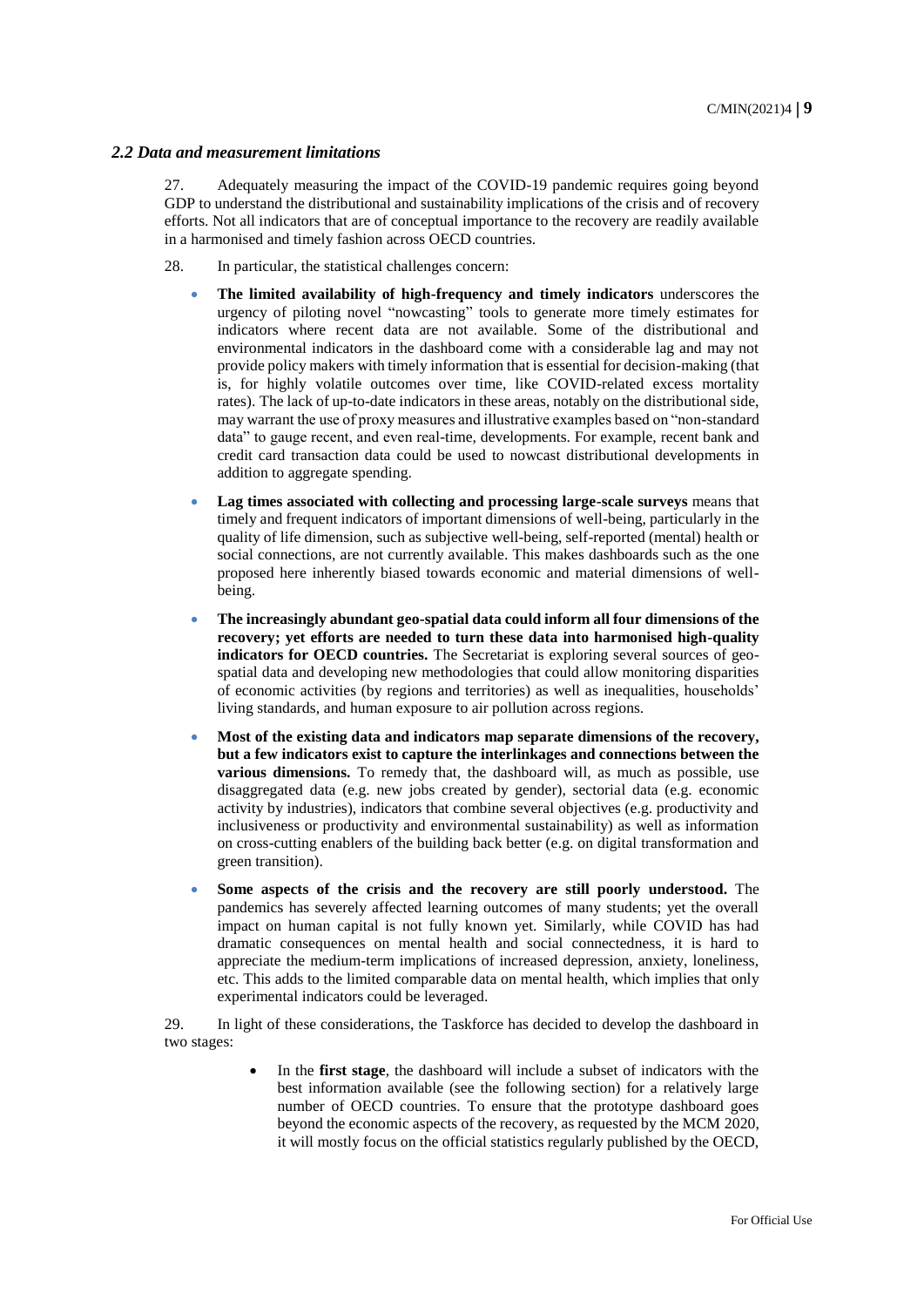### *2.2 Data and measurement limitations*

27. Adequately measuring the impact of the COVID-19 pandemic requires going beyond GDP to understand the distributional and sustainability implications of the crisis and of recovery efforts. Not all indicators that are of conceptual importance to the recovery are readily available in a harmonised and timely fashion across OECD countries.

28. In particular, the statistical challenges concern:

- **The limited availability of high-frequency and timely indicators** underscores the urgency of piloting novel "nowcasting" tools to generate more timely estimates for indicators where recent data are not available. Some of the distributional and environmental indicators in the dashboard come with a considerable lag and may not provide policy makers with timely information that is essential for decision-making (that is, for highly volatile outcomes over time, like COVID-related excess mortality rates). The lack of up-to-date indicators in these areas, notably on the distributional side, may warrant the use of proxy measures and illustrative examples based on "non-standard data" to gauge recent, and even real-time, developments. For example, recent bank and credit card transaction data could be used to nowcast distributional developments in addition to aggregate spending.
- **Lag times associated with collecting and processing large-scale surveys** means that timely and frequent indicators of important dimensions of well-being, particularly in the quality of life dimension, such as subjective well-being, self-reported (mental) health or social connections, are not currently available. This makes dashboards such as the one proposed here inherently biased towards economic and material dimensions of well-being.
- **The increasingly abundant geo-spatial data could inform all four dimensions of the recovery; yet efforts are needed to turn these data into harmonised high-quality indicators for OECD countries.** The Secretariat is exploring several sources of geo-spatial data and developing new methodologies that could allow monitoring disparities of economic activities (by regions and territories) as well as inequalities, households' living standards, and human exposure to air pollution across regions.
- **Most of the existing data and indicators map separate dimensions of the recovery, but a few indicators exist to capture the interlinkages and connections between the various dimensions.** To remedy that, the dashboard will, as much as possible, use disaggregated data (e.g. new jobs created by gender), sectorial data (e.g. economic activity by industries), indicators that combine several objectives (e.g. productivity and inclusiveness or productivity and environmental sustainability) as well as information on cross-cutting enablers of the building back better (e.g. on digital transformation and green transition).
- **Some aspects of the crisis and the recovery are still poorly understood.** The pandemics has severely affected learning outcomes of many students; yet the overall impact on human capital is not fully known yet. Similarly, while COVID has had dramatic consequences on mental health and social connectedness, it is hard to appreciate the medium-term implications of increased depression, anxiety, loneliness, etc. This adds to the limited comparable data on mental health, which implies that only experimental indicators could be leveraged.

29. In light of these considerations, the Taskforce has decided to develop the dashboard in two stages:

- In the **first stage**, the dashboard will include a subset of indicators with the best information available (see the following section) for a relatively large number of OECD countries. To ensure that the prototype dashboard goes beyond the economic aspects of the recovery, as requested by the MCM 2020, it will mostly focus on the official statistics regularly published by the OECD,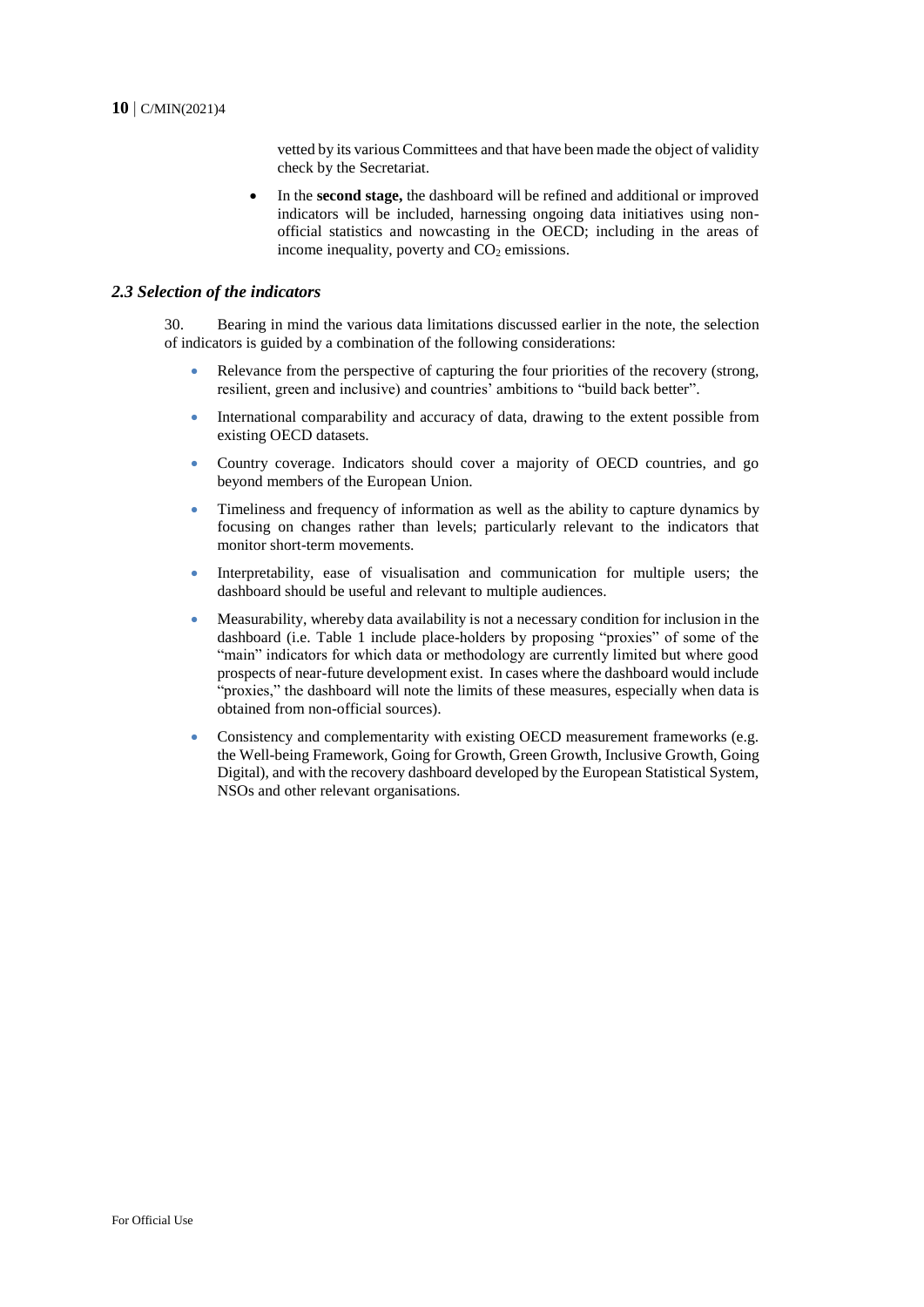vetted by its various Committees and that have been made the object of validity check by the Secretariat.

- In the **second stage,** the dashboard will be refined and additional or improved indicators will be included, harnessing ongoing data initiatives using non-official statistics and nowcasting in the OECD; including in the areas of income inequality, poverty and $CO_2$ emissions.

### *2.3 Selection of the indicators*

30. Bearing in mind the various data limitations discussed earlier in the note, the selection of indicators is guided by a combination of the following considerations:

- Relevance from the perspective of capturing the four priorities of the recovery (strong, resilient, green and inclusive) and countries' ambitions to "build back better".
- International comparability and accuracy of data, drawing to the extent possible from existing OECD datasets.
- Country coverage. Indicators should cover a majority of OECD countries, and go beyond members of the European Union.
- Timeliness and frequency of information as well as the ability to capture dynamics by focusing on changes rather than levels; particularly relevant to the indicators that monitor short-term movements.
- Interpretability, ease of visualisation and communication for multiple users; the dashboard should be useful and relevant to multiple audiences.
- Measurability, whereby data availability is not a necessary condition for inclusion in the dashboard (i.e. Table 1 include place-holders by proposing "proxies" of some of the "main" indicators for which data or methodology are currently limited but where good prospects of near-future development exist. In cases where the dashboard would include "proxies," the dashboard will note the limits of these measures, especially when data is obtained from non-official sources).
- Consistency and complementarity with existing OECD measurement frameworks (e.g. the Well-being Framework, Going for Growth, Green Growth, Inclusive Growth, Going Digital), and with the recovery dashboard developed by the European Statistical System, NSOs and other relevant organisations.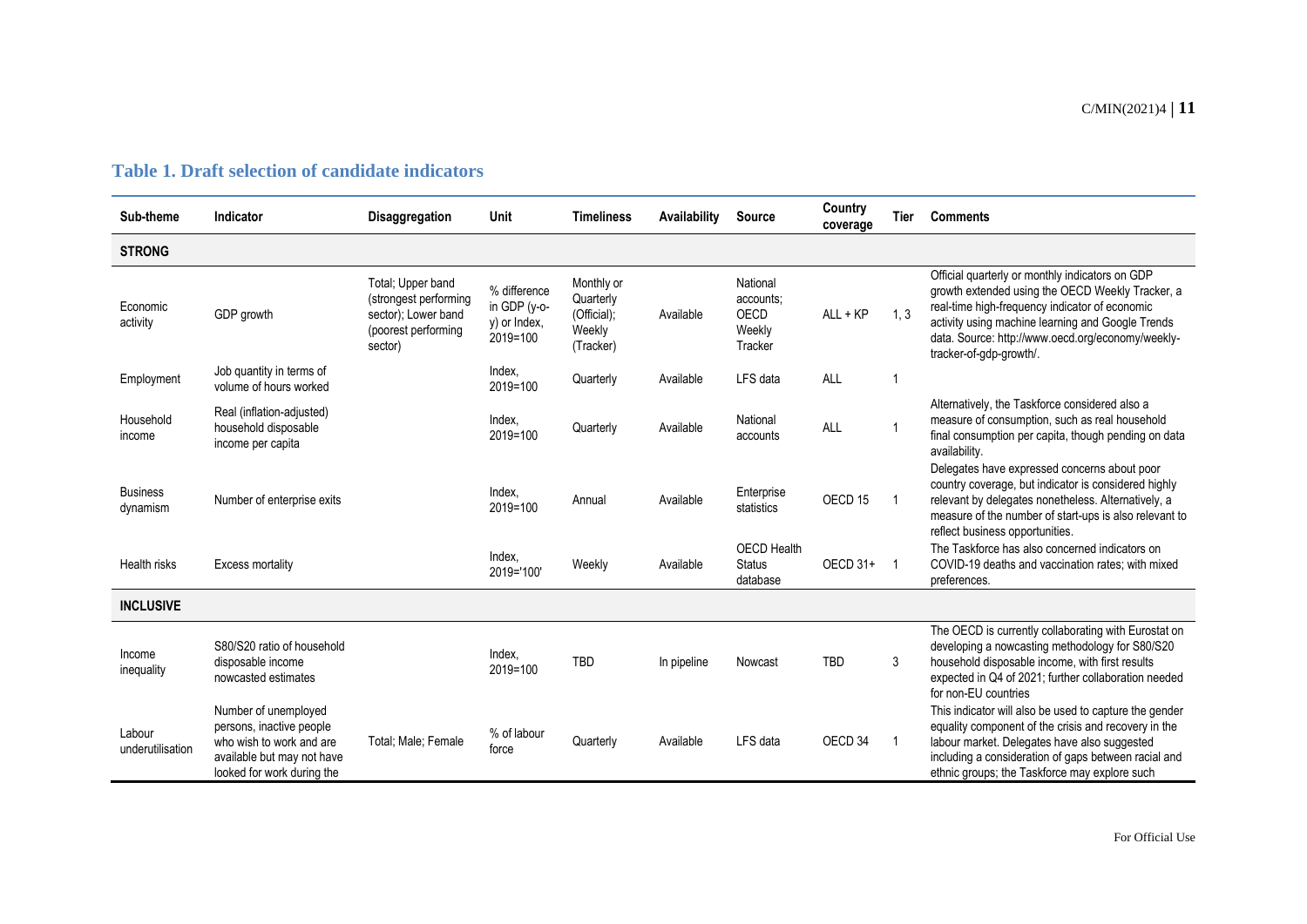## Table 1. Draft selection of candidate indicators

| Sub-theme | Indicator | Disaggregation | Unit | Timeliness | Availability | Source | Country coverage | Tier | Comments |
|---|---|---|---|---|---|---|---|---|---|
| **STRONG** | | | | | | | | | |
| Economic activity | GDP growth | Total; Upper band (strongest performing sector); Lower band (poorest performing sector) | % difference in GDP (y-o-y) or Index, 2019=100 | Monthly or Quarterly (Official); Weekly (Tracker) | Available | National accounts; OECD Weekly Tracker | ALL + KP | 1, 3 | Official quarterly or monthly indicators on GDP growth extended using the OECD Weekly Tracker, a real-time high-frequency indicator of economic activity using machine learning and Google Trends data. Source: http://www.oecd.org/economy/weekly-tracker-of-gdp-growth/. |
| Employment | Job quantity in terms of volume of hours worked | | Index, 2019=100 | Quarterly | Available | LFS data | ALL | 1 | |
| Household income | Real (inflation-adjusted) household disposable income per capita | | Index, 2019=100 | Quarterly | Available | National accounts | ALL | 1 | Alternatively, the Taskforce considered also a measure of consumption, such as real household final consumption per capita, though pending on data availability. |
| Business dynamism | Number of enterprise exits | | Index, 2019=100 | Annual | Available | Enterprise statistics | OECD 15 | 1 | Delegates have expressed concerns about poor country coverage, but indicator is considered highly relevant by delegates nonetheless. Alternatively, a measure of the number of start-ups is also relevant to reflect business opportunities. |
| Health risks | Excess mortality | | Index, 2019='100' | Weekly | Available | OECD Health Status database | OECD 31+ | 1 | The Taskforce has also concerned indicators on COVID-19 deaths and vaccination rates; with mixed preferences. |
| **INCLUSIVE** | | | | | | | | | |
| Income inequality | S80/S20 ratio of household disposable income nowcasted estimates | | Index, 2019=100 | TBD | In pipeline | Nowcast | TBD | 3 | The OECD is currently collaborating with Eurostat on developing a nowcasting methodology for S80/S20 household disposable income, with first results expected in Q4 of 2021; further collaboration needed for non-EU countries |
| Labour underutilisation | Number of unemployed persons, inactive people who wish to work and are available but may not have looked for work during the | Total; Male; Female | % of labour force | Quarterly | Available | LFS data | OECD 34 | 1 | This indicator will also be used to capture the gender equality component of the crisis and recovery in the labour market. Delegates have also suggested including a consideration of gaps between racial and ethnic groups; the Taskforce may explore such |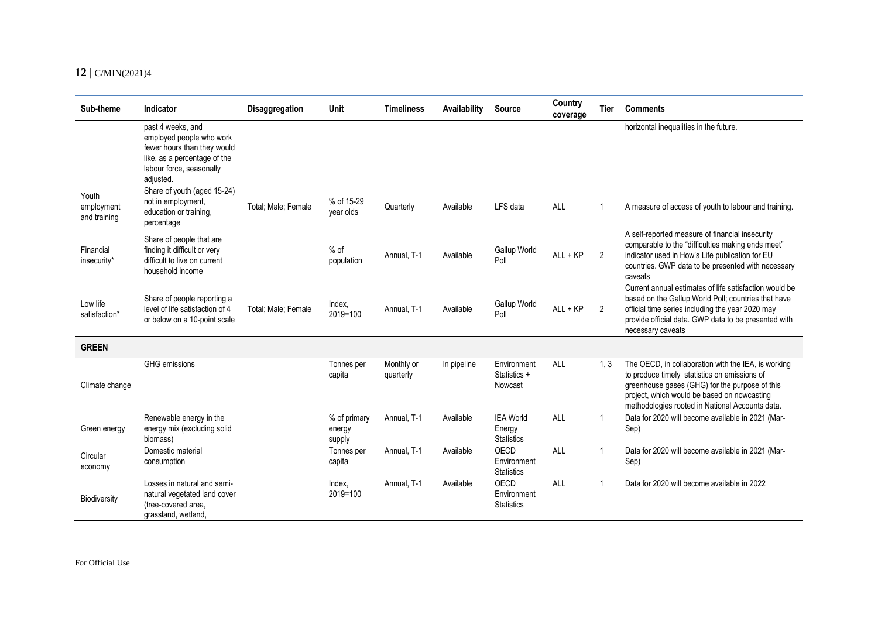| Sub-theme | Indicator | Disaggregation | Unit | Timeliness | Availability | Source | Country coverage | Tier | Comments |
|---|---|---|---|---|---|---|---|---|---|
| | past 4 weeks, and employed people who work fewer hours than they would like, as a percentage of the labour force, seasonally adjusted. | | | | | | | | horizontal inequalities in the future. |
| Youth employment and training | Share of youth (aged 15-24) not in employment, education or training, percentage | Total; Male; Female | % of 15-29 year olds | Quarterly | Available | LFS data | ALL | 1 | A measure of access of youth to labour and training. |
| Financial insecurity* | Share of people that are finding it difficult or very difficult to live on current household income | | % of population | Annual, T-1 | Available | Gallup World Poll | ALL + KP | 2 | A self-reported measure of financial insecurity comparable to the "difficulties making ends meet" indicator used in How's Life publication for EU countries. GWP data to be presented with necessary caveats |
| Low life satisfaction* | Share of people reporting a level of life satisfaction of 4 or below on a 10-point scale | Total; Male; Female | Index, 2019=100 | Annual, T-1 | Available | Gallup World Poll | ALL + KP | 2 | Current annual estimates of life satisfaction would be based on the Gallup World Poll; countries that have official time series including the year 2020 may provide official data. GWP data to be presented with necessary caveats |
| **GREEN** | | | | | | | | | |
| Climate change | GHG emissions | | Tonnes per capita | Monthly or quarterly | In pipeline | Environment Statistics + Nowcast | ALL | 1, 3 | The OECD, in collaboration with the IEA, is working to produce timely statistics on emissions of greenhouse gases (GHG) for the purpose of this project, which would be based on nowcasting methodologies rooted in National Accounts data. |
| Green energy | Renewable energy in the energy mix (excluding solid biomass) | | % of primary energy supply | Annual, T-1 | Available | IEA World Energy Statistics | ALL | 1 | Data for 2020 will become available in 2021 (Mar-Sep) |
| Circular economy | Domestic material consumption | | Tonnes per capita | Annual, T-1 | Available | OECD Environment Statistics | ALL | 1 | Data for 2020 will become available in 2021 (Mar-Sep) |
| Biodiversity | Losses in natural and semi-natural vegetated land cover (tree-covered area, grassland, wetland, | | Index, 2019=100 | Annual, T-1 | Available | OECD Environment Statistics | ALL | 1 | Data for 2020 will become available in 2022 |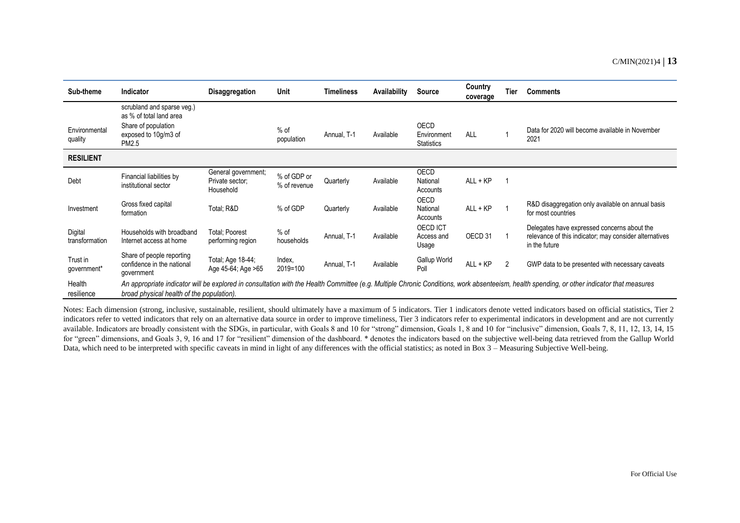| Sub-theme | Indicator | Disaggregation | Unit | Timeliness | Availability | Source | Country coverage | Tier | Comments |
|---|---|---|---|---|---|---|---|---|---|
| | scrubland and sparse veg.) as % of total land area | | | | | | | | |
| Environmental quality | Share of population exposed to 10g/m3 of PM2.5 | | % of population | Annual, T-1 | Available | OECD Environment Statistics | ALL | 1 | Data for 2020 will become available in November 2021 |
| **RESILIENT** | | | | | | | | | |
| Debt | Financial liabilities by institutional sector | General government; Private sector; Household | % of GDP or % of revenue | Quarterly | Available | OECD National Accounts | ALL + KP | 1 | |
| Investment | Gross fixed capital formation | Total; R&D | % of GDP | Quarterly | Available | OECD National Accounts | ALL + KP | 1 | R&D disaggregation only available on annual basis for most countries |
| Digital transformation | Households with broadband Internet access at home | Total; Poorest performing region | % of households | Annual, T-1 | Available | OECD ICT Access and Usage | OECD 31 | 1 | Delegates have expressed concerns about the relevance of this indicator; may consider alternatives in the future |
| Trust in government* | Share of people reporting confidence in the national government | Total; Age 18-44; Age 45-64; Age >65 | Index, 2019=100 | Annual, T-1 | Available | Gallup World Poll | ALL + KP | 2 | GWP data to be presented with necessary caveats |
| Health resilience | *An appropriate indicator will be explored in consultation with the Health Committee (e.g. Multiple Chronic Conditions, work absenteeism, health spending, or other indicator that measures broad physical health of the population).* | | | | | | | | |

Notes: Each dimension (strong, inclusive, sustainable, resilient, should ultimately have a maximum of 5 indicators. Tier 1 indicators denote vetted indicators based on official statistics, Tier 2 indicators refer to vetted indicators that rely on an alternative data source in order to improve timeliness, Tier 3 indicators refer to experimental indicators in development and are not currently available. Indicators are broadly consistent with the SDGs, in particular, with Goals 8 and 10 for "strong" dimension, Goals 1, 8 and 10 for "inclusive" dimension, Goals 7, 8, 11, 12, 13, 14, 15 for "green" dimensions, and Goals 3, 9, 16 and 17 for "resilient" dimension of the dashboard. * denotes the indicators based on the subjective well-being data retrieved from the Gallup World Data, which need to be interpreted with specific caveats in mind in light of any differences with the official statistics; as noted in Box 3 – Measuring Subjective Well-being.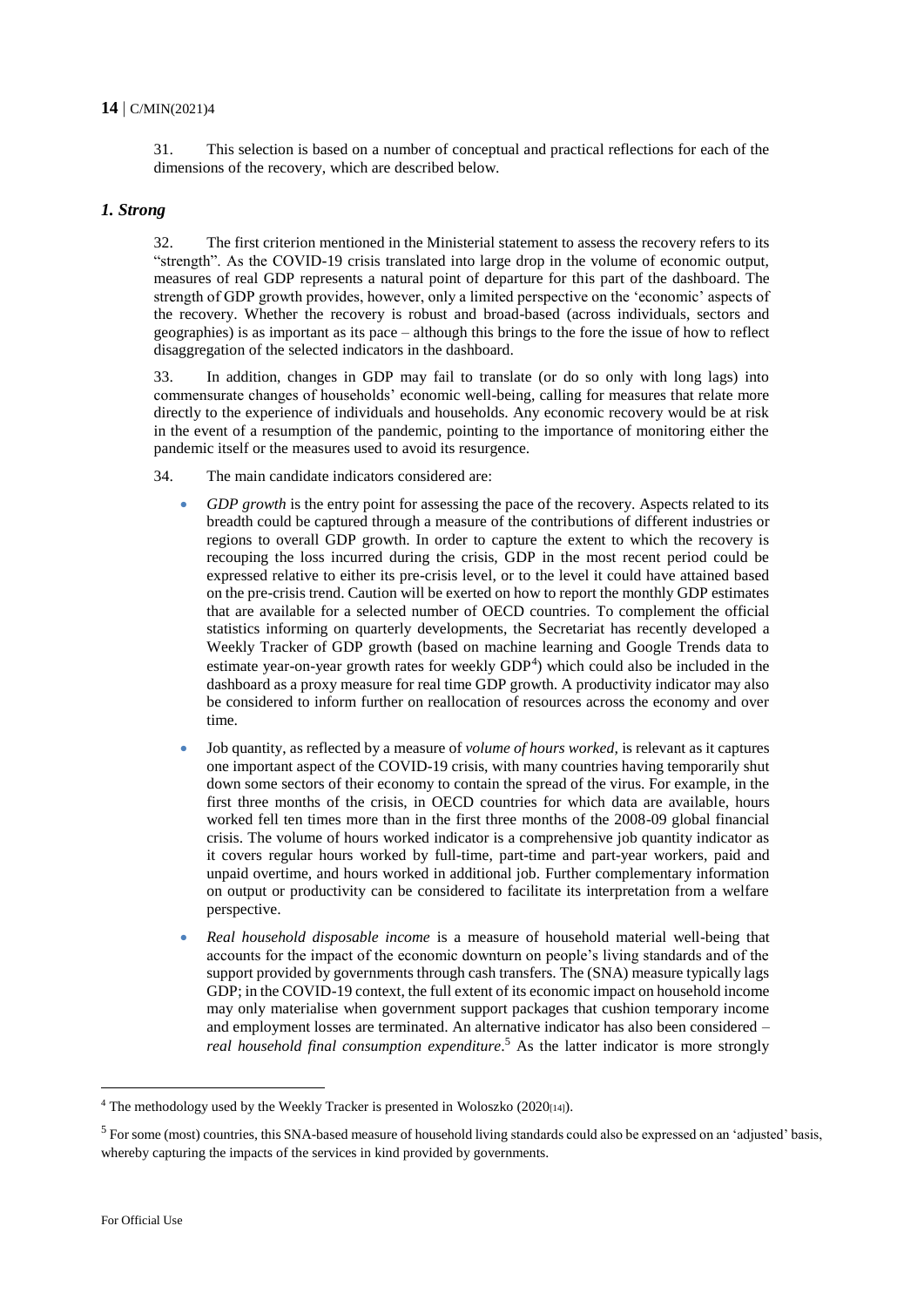31. This selection is based on a number of conceptual and practical reflections for each of the dimensions of the recovery, which are described below.

### *1. Strong*

32. The first criterion mentioned in the Ministerial statement to assess the recovery refers to its "strength". As the COVID-19 crisis translated into large drop in the volume of economic output, measures of real GDP represents a natural point of departure for this part of the dashboard. The strength of GDP growth provides, however, only a limited perspective on the 'economic' aspects of the recovery. Whether the recovery is robust and broad-based (across individuals, sectors and geographies) is as important as its pace – although this brings to the fore the issue of how to reflect disaggregation of the selected indicators in the dashboard.

33. In addition, changes in GDP may fail to translate (or do so only with long lags) into commensurate changes of households' economic well-being, calling for measures that relate more directly to the experience of individuals and households. Any economic recovery would be at risk in the event of a resumption of the pandemic, pointing to the importance of monitoring either the pandemic itself or the measures used to avoid its resurgence.

34. The main candidate indicators considered are:

- *GDP growth* is the entry point for assessing the pace of the recovery. Aspects related to its breadth could be captured through a measure of the contributions of different industries or regions to overall GDP growth. In order to capture the extent to which the recovery is recouping the loss incurred during the crisis, GDP in the most recent period could be expressed relative to either its pre-crisis level, or to the level it could have attained based on the pre-crisis trend. Caution will be exerted on how to report the monthly GDP estimates that are available for a selected number of OECD countries. To complement the official statistics informing on quarterly developments, the Secretariat has recently developed a Weekly Tracker of GDP growth (based on machine learning and Google Trends data to estimate year-on-year growth rates for weekly GDP[4]) which could also be included in the dashboard as a proxy measure for real time GDP growth. A productivity indicator may also be considered to inform further on reallocation of resources across the economy and over time.
- Job quantity, as reflected by a measure of *volume of hours worked,* is relevant as it captures one important aspect of the COVID-19 crisis, with many countries having temporarily shut down some sectors of their economy to contain the spread of the virus. For example, in the first three months of the crisis, in OECD countries for which data are available, hours worked fell ten times more than in the first three months of the 2008-09 global financial crisis. The volume of hours worked indicator is a comprehensive job quantity indicator as it covers regular hours worked by full-time, part-time and part-year workers, paid and unpaid overtime, and hours worked in additional job. Further complementary information on output or productivity can be considered to facilitate its interpretation from a welfare perspective.
- *Real household disposable income* is a measure of household material well-being that accounts for the impact of the economic downturn on people's living standards and of the support provided by governments through cash transfers. The (SNA) measure typically lags GDP; in the COVID-19 context, the full extent of its economic impact on household income may only materialise when government support packages that cushion temporary income and employment losses are terminated. An alternative indicator has also been considered – *real household final consumption expenditure*.[5] As the latter indicator is more strongly

---

[4] The methodology used by the Weekly Tracker is presented in Woloszko (2020[14]).

[5] For some (most) countries, this SNA-based measure of household living standards could also be expressed on an 'adjusted' basis, whereby capturing the impacts of the services in kind provided by governments.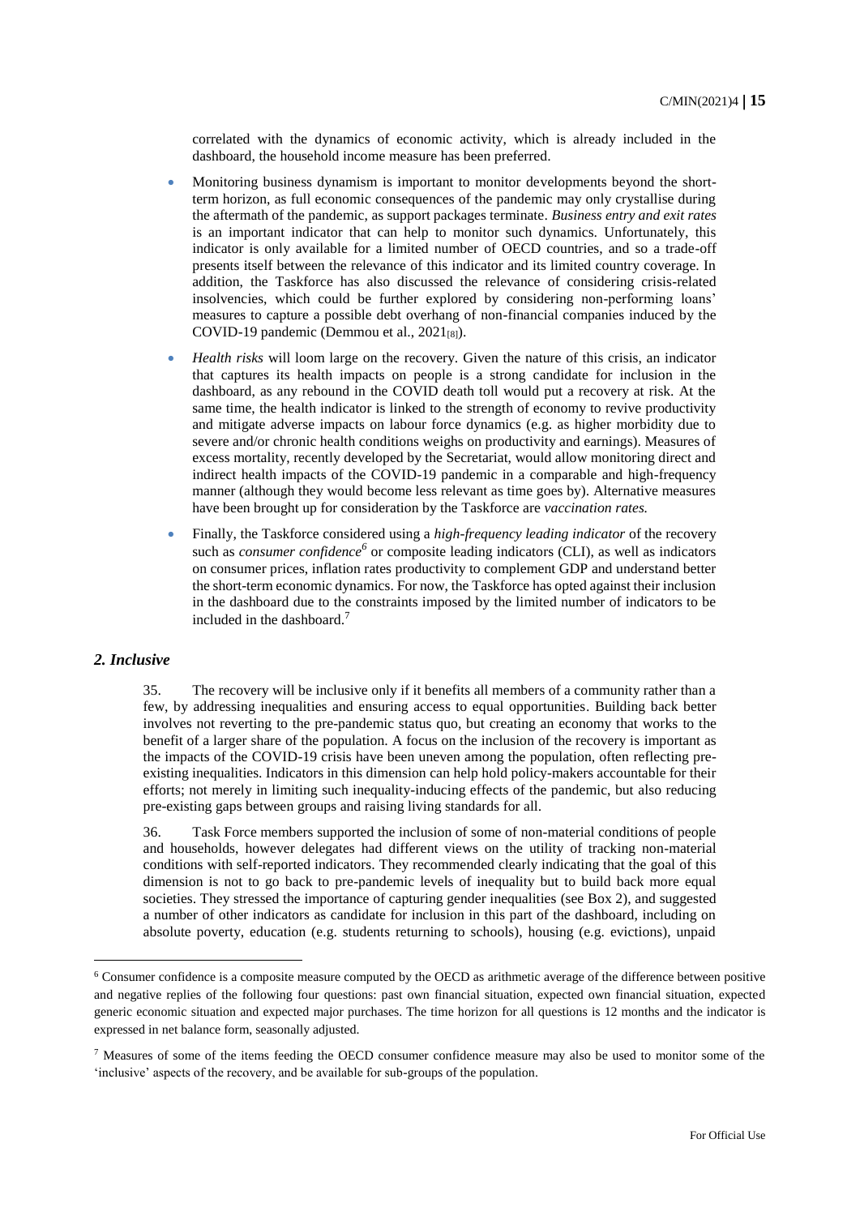correlated with the dynamics of economic activity, which is already included in the dashboard, the household income measure has been preferred.

- Monitoring business dynamism is important to monitor developments beyond the short-term horizon, as full economic consequences of the pandemic may only crystallise during the aftermath of the pandemic, as support packages terminate. *Business entry and exit rates* is an important indicator that can help to monitor such dynamics. Unfortunately, this indicator is only available for a limited number of OECD countries, and so a trade-off presents itself between the relevance of this indicator and its limited country coverage. In addition, the Taskforce has also discussed the relevance of considering crisis-related insolvencies, which could be further explored by considering non-performing loans' measures to capture a possible debt overhang of non-financial companies induced by the COVID-19 pandemic (Demmou et al., 2021[8]).
- *Health risks* will loom large on the recovery. Given the nature of this crisis, an indicator that captures its health impacts on people is a strong candidate for inclusion in the dashboard, as any rebound in the COVID death toll would put a recovery at risk. At the same time, the health indicator is linked to the strength of economy to revive productivity and mitigate adverse impacts on labour force dynamics (e.g. as higher morbidity due to severe and/or chronic health conditions weighs on productivity and earnings). Measures of excess mortality, recently developed by the Secretariat, would allow monitoring direct and indirect health impacts of the COVID-19 pandemic in a comparable and high-frequency manner (although they would become less relevant as time goes by). Alternative measures have been brought up for consideration by the Taskforce are *vaccination rates.*
- Finally, the Taskforce considered using a *high-frequency leading indicator* of the recovery such as *consumer confidence*[6] or composite leading indicators (CLI), as well as indicators on consumer prices, inflation rates productivity to complement GDP and understand better the short-term economic dynamics. For now, the Taskforce has opted against their inclusion in the dashboard due to the constraints imposed by the limited number of indicators to be included in the dashboard.[7]

### *2. Inclusive*

35. The recovery will be inclusive only if it benefits all members of a community rather than a few, by addressing inequalities and ensuring access to equal opportunities. Building back better involves not reverting to the pre-pandemic status quo, but creating an economy that works to the benefit of a larger share of the population. A focus on the inclusion of the recovery is important as the impacts of the COVID-19 crisis have been uneven among the population, often reflecting pre-existing inequalities. Indicators in this dimension can help hold policy-makers accountable for their efforts; not merely in limiting such inequality-inducing effects of the pandemic, but also reducing pre-existing gaps between groups and raising living standards for all.

36. Task Force members supported the inclusion of some of non-material conditions of people and households, however delegates had different views on the utility of tracking non-material conditions with self-reported indicators. They recommended clearly indicating that the goal of this dimension is not to go back to pre-pandemic levels of inequality but to build back more equal societies. They stressed the importance of capturing gender inequalities (see Box 2), and suggested a number of other indicators as candidate for inclusion in this part of the dashboard, including on absolute poverty, education (e.g. students returning to schools), housing (e.g. evictions), unpaid

---

[6] Consumer confidence is a composite measure computed by the OECD as arithmetic average of the difference between positive and negative replies of the following four questions: past own financial situation, expected own financial situation, expected generic economic situation and expected major purchases. The time horizon for all questions is 12 months and the indicator is expressed in net balance form, seasonally adjusted.

[7] Measures of some of the items feeding the OECD consumer confidence measure may also be used to monitor some of the 'inclusive' aspects of the recovery, and be available for sub-groups of the population.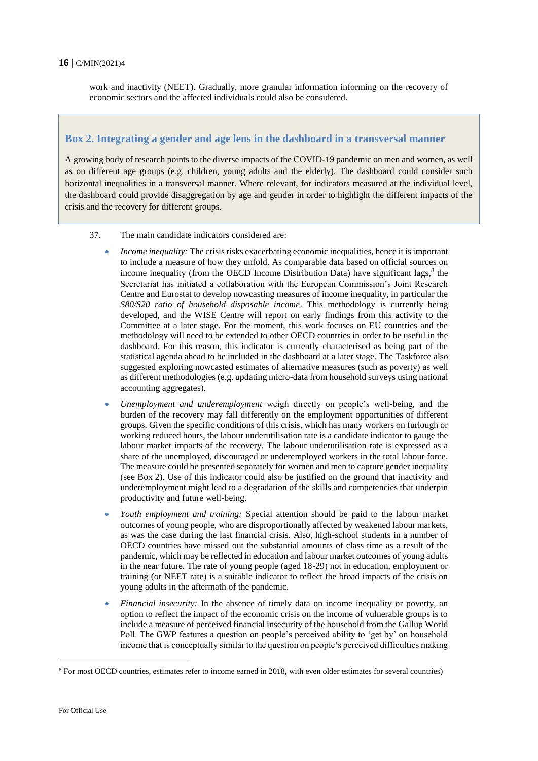work and inactivity (NEET). Gradually, more granular information informing on the recovery of economic sectors and the affected individuals could also be considered.

### Box 2. Integrating a gender and age lens in the dashboard in a transversal manner

A growing body of research points to the diverse impacts of the COVID-19 pandemic on men and women, as well as on different age groups (e.g. children, young adults and the elderly). The dashboard could consider such horizontal inequalities in a transversal manner. Where relevant, for indicators measured at the individual level, the dashboard could provide disaggregation by age and gender in order to highlight the different impacts of the crisis and the recovery for different groups.

37. The main candidate indicators considered are:

- *Income inequality:* The crisis risks exacerbating economic inequalities, hence it is important to include a measure of how they unfold. As comparable data based on official sources on income inequality (from the OECD Income Distribution Data) have significant lags,[8] the Secretariat has initiated a collaboration with the European Commission's Joint Research Centre and Eurostat to develop nowcasting measures of income inequality, in particular the *S80/S20 ratio of household disposable income*. This methodology is currently being developed, and the WISE Centre will report on early findings from this activity to the Committee at a later stage. For the moment, this work focuses on EU countries and the methodology will need to be extended to other OECD countries in order to be useful in the dashboard. For this reason, this indicator is currently characterised as being part of the statistical agenda ahead to be included in the dashboard at a later stage. The Taskforce also suggested exploring nowcasted estimates of alternative measures (such as poverty) as well as different methodologies (e.g. updating micro-data from household surveys using national accounting aggregates).
- *Unemployment and underemployment* weigh directly on people's well-being, and the burden of the recovery may fall differently on the employment opportunities of different groups. Given the specific conditions of this crisis, which has many workers on furlough or working reduced hours, the labour underutilisation rate is a candidate indicator to gauge the labour market impacts of the recovery. The labour underutilisation rate is expressed as a share of the unemployed, discouraged or underemployed workers in the total labour force. The measure could be presented separately for women and men to capture gender inequality (see Box 2). Use of this indicator could also be justified on the ground that inactivity and underemployment might lead to a degradation of the skills and competencies that underpin productivity and future well-being.
- *Youth employment and training:* Special attention should be paid to the labour market outcomes of young people, who are disproportionally affected by weakened labour markets, as was the case during the last financial crisis. Also, high-school students in a number of OECD countries have missed out the substantial amounts of class time as a result of the pandemic, which may be reflected in education and labour market outcomes of young adults in the near future. The rate of young people (aged 18-29) not in education, employment or training (or NEET rate) is a suitable indicator to reflect the broad impacts of the crisis on young adults in the aftermath of the pandemic.
- *Financial insecurity:* In the absence of timely data on income inequality or poverty, an option to reflect the impact of the economic crisis on the income of vulnerable groups is to include a measure of perceived financial insecurity of the household from the Gallup World Poll. The GWP features a question on people's perceived ability to 'get by' on household income that is conceptually similar to the question on people's perceived difficulties making

[8] For most OECD countries, estimates refer to income earned in 2018, with even older estimates for several countries)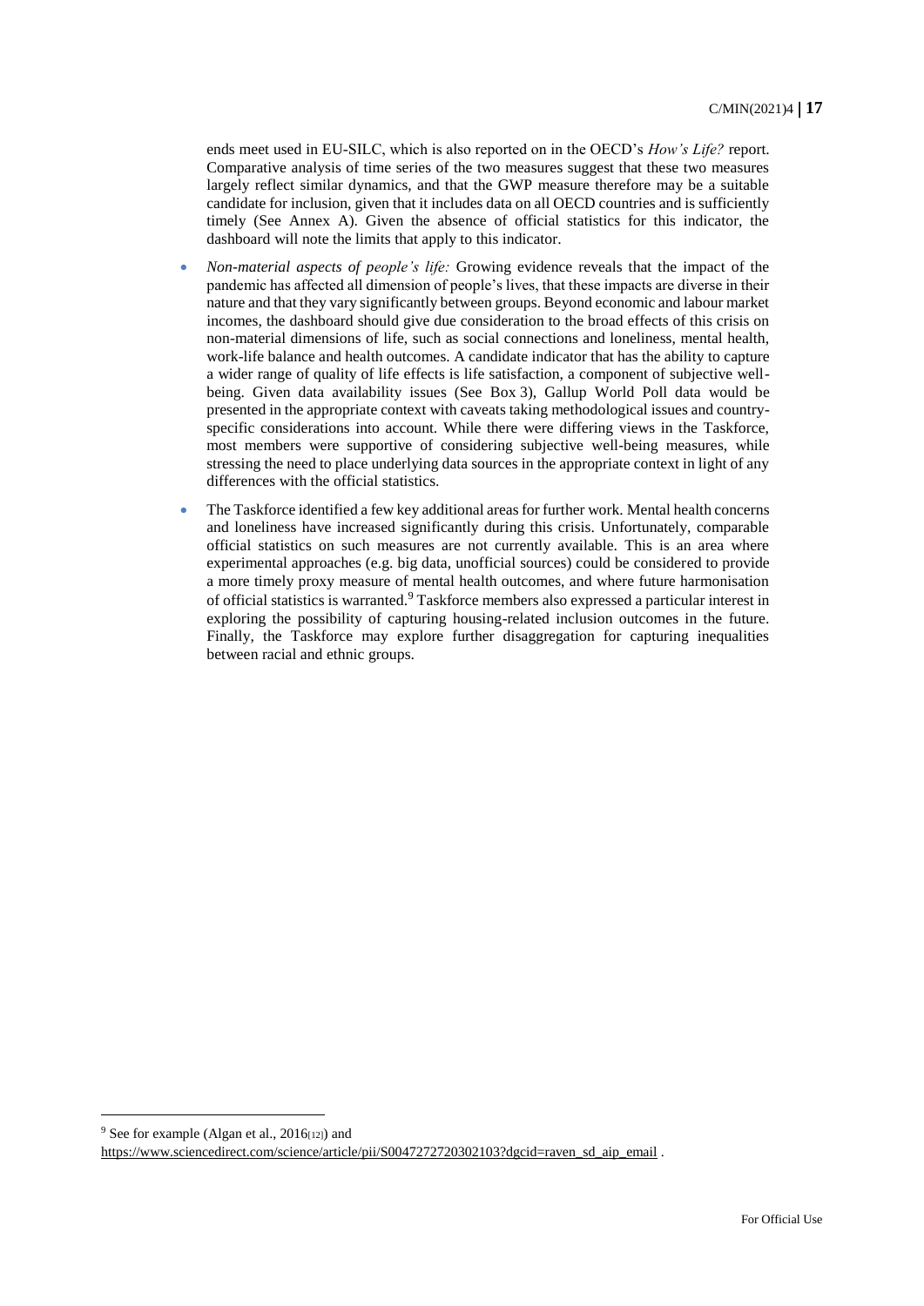ends meet used in EU-SILC, which is also reported on in the OECD's *How's Life?* report. Comparative analysis of time series of the two measures suggest that these two measures largely reflect similar dynamics, and that the GWP measure therefore may be a suitable candidate for inclusion, given that it includes data on all OECD countries and is sufficiently timely (See Annex A). Given the absence of official statistics for this indicator, the dashboard will note the limits that apply to this indicator.

- *Non-material aspects of people's life:* Growing evidence reveals that the impact of the pandemic has affected all dimension of people's lives, that these impacts are diverse in their nature and that they vary significantly between groups. Beyond economic and labour market incomes, the dashboard should give due consideration to the broad effects of this crisis on non-material dimensions of life, such as social connections and loneliness, mental health, work-life balance and health outcomes. A candidate indicator that has the ability to capture a wider range of quality of life effects is life satisfaction, a component of subjective well-being. Given data availability issues (See Box 3), Gallup World Poll data would be presented in the appropriate context with caveats taking methodological issues and country-specific considerations into account. While there were differing views in the Taskforce, most members were supportive of considering subjective well-being measures, while stressing the need to place underlying data sources in the appropriate context in light of any differences with the official statistics.
- The Taskforce identified a few key additional areas for further work. Mental health concerns and loneliness have increased significantly during this crisis. Unfortunately, comparable official statistics on such measures are not currently available. This is an area where experimental approaches (e.g. big data, unofficial sources) could be considered to provide a more timely proxy measure of mental health outcomes, and where future harmonisation of official statistics is warranted.[9] Taskforce members also expressed a particular interest in exploring the possibility of capturing housing-related inclusion outcomes in the future. Finally, the Taskforce may explore further disaggregation for capturing inequalities between racial and ethnic groups.

---

[9] See for example (Algan et al., 2016[12]) and https://www.sciencedirect.com/science/article/pii/S0047272720302103?dgcid=raven_sd_aip_email .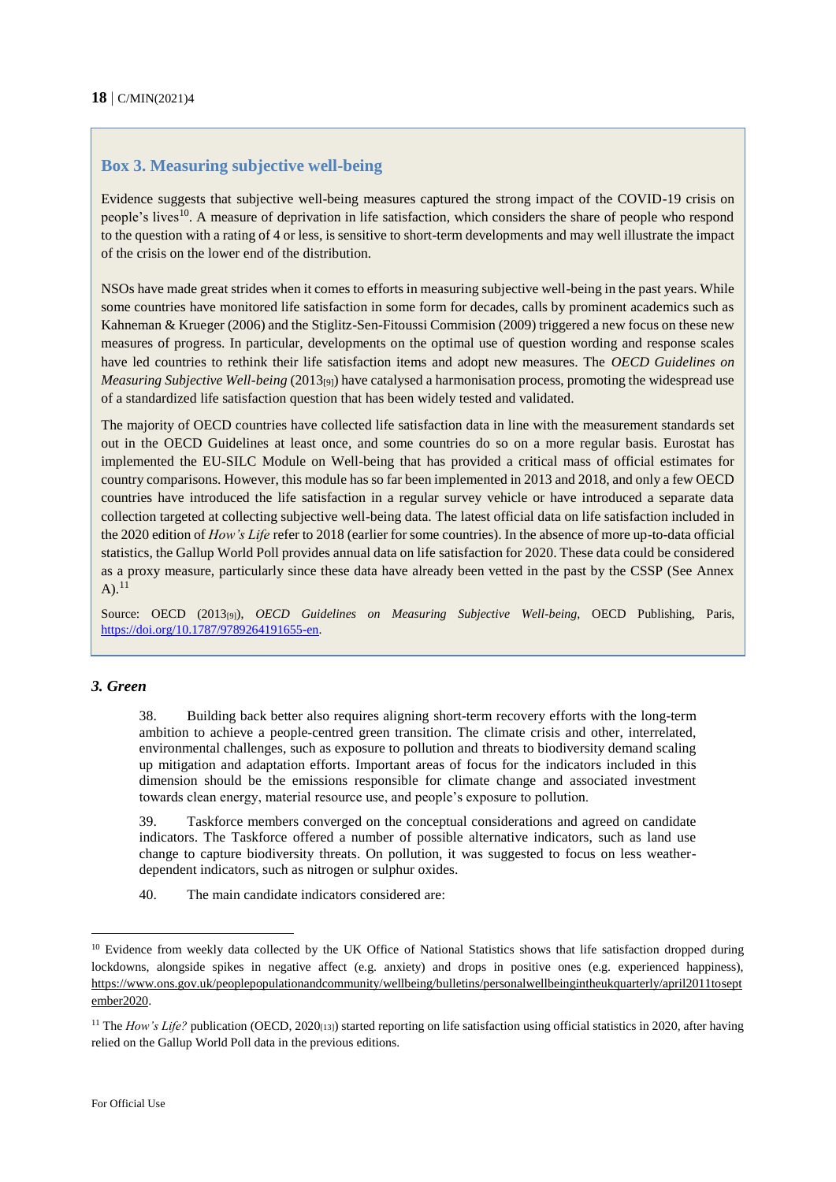### Box 3. Measuring subjective well-being

Evidence suggests that subjective well-being measures captured the strong impact of the COVID-19 crisis on people's lives[10]. A measure of deprivation in life satisfaction, which considers the share of people who respond to the question with a rating of 4 or less, is sensitive to short-term developments and may well illustrate the impact of the crisis on the lower end of the distribution.

NSOs have made great strides when it comes to efforts in measuring subjective well-being in the past years. While some countries have monitored life satisfaction in some form for decades, calls by prominent academics such as Kahneman & Krueger (2006) and the Stiglitz-Sen-Fitoussi Commision (2009) triggered a new focus on these new measures of progress. In particular, developments on the optimal use of question wording and response scales have led countries to rethink their life satisfaction items and adopt new measures. The *OECD Guidelines on Measuring Subjective Well-being* (2013[9]) have catalysed a harmonisation process, promoting the widespread use of a standardized life satisfaction question that has been widely tested and validated.

The majority of OECD countries have collected life satisfaction data in line with the measurement standards set out in the OECD Guidelines at least once, and some countries do so on a more regular basis. Eurostat has implemented the EU-SILC Module on Well-being that has provided a critical mass of official estimates for country comparisons. However, this module has so far been implemented in 2013 and 2018, and only a few OECD countries have introduced the life satisfaction in a regular survey vehicle or have introduced a separate data collection targeted at collecting subjective well-being data. The latest official data on life satisfaction included in the 2020 edition of *How's Life* refer to 2018 (earlier for some countries). In the absence of more up-to-data official statistics, the Gallup World Poll provides annual data on life satisfaction for 2020. These data could be considered as a proxy measure, particularly since these data have already been vetted in the past by the CSSP (See Annex A).[11]

Source: OECD (2013[9]), *OECD Guidelines on Measuring Subjective Well-being*, OECD Publishing, Paris, https://doi.org/10.1787/9789264191655-en.

### *3. Green*

38. Building back better also requires aligning short-term recovery efforts with the long-term ambition to achieve a people-centred green transition. The climate crisis and other, interrelated, environmental challenges, such as exposure to pollution and threats to biodiversity demand scaling up mitigation and adaptation efforts. Important areas of focus for the indicators included in this dimension should be the emissions responsible for climate change and associated investment towards clean energy, material resource use, and people's exposure to pollution.

39. Taskforce members converged on the conceptual considerations and agreed on candidate indicators. The Taskforce offered a number of possible alternative indicators, such as land use change to capture biodiversity threats. On pollution, it was suggested to focus on less weather-dependent indicators, such as nitrogen or sulphur oxides.

40. The main candidate indicators considered are:

---

[10] Evidence from weekly data collected by the UK Office of National Statistics shows that life satisfaction dropped during lockdowns, alongside spikes in negative affect (e.g. anxiety) and drops in positive ones (e.g. experienced happiness), https://www.ons.gov.uk/peoplepopulationandcommunity/wellbeing/bulletins/personalwellbeingintheukquarterly/april2011toseptember2020.

[11] The *How's Life?* publication (OECD, 2020[13]) started reporting on life satisfaction using official statistics in 2020, after having relied on the Gallup World Poll data in the previous editions.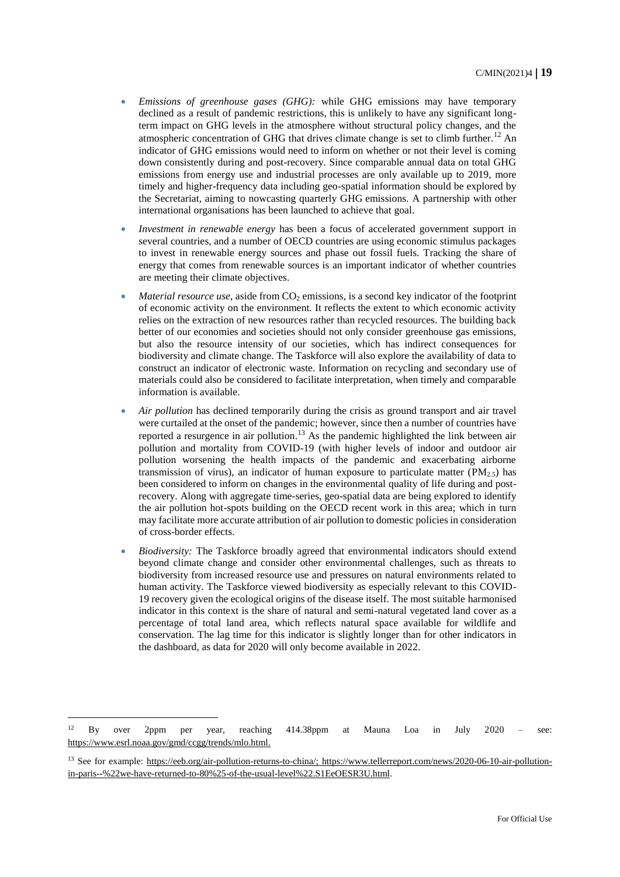- *Emissions of greenhouse gases (GHG):* while GHG emissions may have temporary declined as a result of pandemic restrictions, this is unlikely to have any significant long-term impact on GHG levels in the atmosphere without structural policy changes, and the atmospheric concentration of GHG that drives climate change is set to climb further.[12] An indicator of GHG emissions would need to inform on whether or not their level is coming down consistently during and post-recovery. Since comparable annual data on total GHG emissions from energy use and industrial processes are only available up to 2019, more timely and higher-frequency data including geo-spatial information should be explored by the Secretariat, aiming to nowcasting quarterly GHG emissions. A partnership with other international organisations has been launched to achieve that goal.
- *Investment in renewable energy* has been a focus of accelerated government support in several countries, and a number of OECD countries are using economic stimulus packages to invest in renewable energy sources and phase out fossil fuels. Tracking the share of energy that comes from renewable sources is an important indicator of whether countries are meeting their climate objectives.
- *Material resource use*, aside from $CO_2$ emissions, is a second key indicator of the footprint of economic activity on the environment. It reflects the extent to which economic activity relies on the extraction of new resources rather than recycled resources. The building back better of our economies and societies should not only consider greenhouse gas emissions, but also the resource intensity of our societies, which has indirect consequences for biodiversity and climate change. The Taskforce will also explore the availability of data to construct an indicator of electronic waste. Information on recycling and secondary use of materials could also be considered to facilitate interpretation, when timely and comparable information is available.
- *Air pollution* has declined temporarily during the crisis as ground transport and air travel were curtailed at the onset of the pandemic; however, since then a number of countries have reported a resurgence in air pollution.[13] As the pandemic highlighted the link between air pollution and mortality from COVID-19 (with higher levels of indoor and outdoor air pollution worsening the health impacts of the pandemic and exacerbating airborne transmission of virus), an indicator of human exposure to particulate matter ($PM_{2.5}$) has been considered to inform on changes in the environmental quality of life during and post-recovery. Along with aggregate time-series, geo-spatial data are being explored to identify the air pollution hot-spots building on the OECD recent work in this area; which in turn may facilitate more accurate attribution of air pollution to domestic policies in consideration of cross-border effects.
- *Biodiversity:* The Taskforce broadly agreed that environmental indicators should extend beyond climate change and consider other environmental challenges, such as threats to biodiversity from increased resource use and pressures on natural environments related to human activity. The Taskforce viewed biodiversity as especially relevant to this COVID-19 recovery given the ecological origins of the disease itself. The most suitable harmonised indicator in this context is the share of natural and semi-natural vegetated land cover as a percentage of total land area, which reflects natural space available for wildlife and conservation. The lag time for this indicator is slightly longer than for other indicators in the dashboard, as data for 2020 will only become available in 2022.

---

[12] By over 2ppm per year, reaching 414.38ppm at Mauna Loa in July 2020 – see: https://www.esrl.noaa.gov/gmd/ccgg/trends/mlo.html.

[13] See for example: https://eeb.org/air-pollution-returns-to-china/; https://www.tellerreport.com/news/2020-06-10-air-pollution-in-paris--%22we-have-returned-to-80%25-of-the-usual-level%22.S1EeOESR3U.html.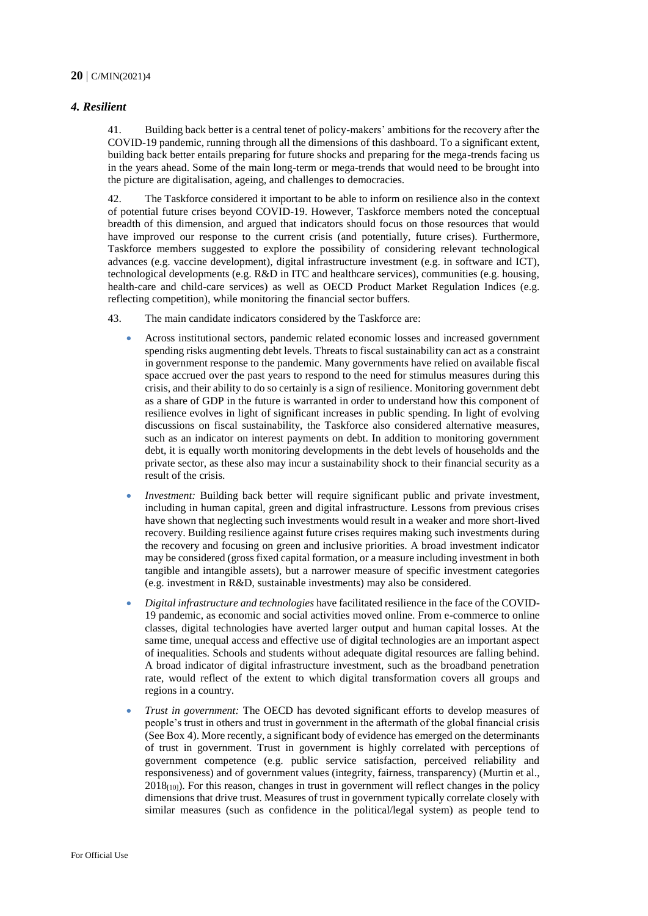## *4. Resilient*

41. Building back better is a central tenet of policy-makers' ambitions for the recovery after the COVID-19 pandemic, running through all the dimensions of this dashboard. To a significant extent, building back better entails preparing for future shocks and preparing for the mega-trends facing us in the years ahead. Some of the main long-term or mega-trends that would need to be brought into the picture are digitalisation, ageing, and challenges to democracies.

42. The Taskforce considered it important to be able to inform on resilience also in the context of potential future crises beyond COVID-19. However, Taskforce members noted the conceptual breadth of this dimension, and argued that indicators should focus on those resources that would have improved our response to the current crisis (and potentially, future crises). Furthermore, Taskforce members suggested to explore the possibility of considering relevant technological advances (e.g. vaccine development), digital infrastructure investment (e.g. in software and ICT), technological developments (e.g. R&D in ITC and healthcare services), communities (e.g. housing, health-care and child-care services) as well as OECD Product Market Regulation Indices (e.g. reflecting competition), while monitoring the financial sector buffers.

43. The main candidate indicators considered by the Taskforce are:

- Across institutional sectors, pandemic related economic losses and increased government spending risks augmenting debt levels. Threats to fiscal sustainability can act as a constraint in government response to the pandemic. Many governments have relied on available fiscal space accrued over the past years to respond to the need for stimulus measures during this crisis, and their ability to do so certainly is a sign of resilience. Monitoring government debt as a share of GDP in the future is warranted in order to understand how this component of resilience evolves in light of significant increases in public spending. In light of evolving discussions on fiscal sustainability, the Taskforce also considered alternative measures, such as an indicator on interest payments on debt. In addition to monitoring government debt, it is equally worth monitoring developments in the debt levels of households and the private sector, as these also may incur a sustainability shock to their financial security as a result of the crisis.
- *Investment:* Building back better will require significant public and private investment, including in human capital, green and digital infrastructure. Lessons from previous crises have shown that neglecting such investments would result in a weaker and more short-lived recovery. Building resilience against future crises requires making such investments during the recovery and focusing on green and inclusive priorities. A broad investment indicator may be considered (gross fixed capital formation, or a measure including investment in both tangible and intangible assets), but a narrower measure of specific investment categories (e.g. investment in R&D, sustainable investments) may also be considered.
- *Digital infrastructure and technologies* have facilitated resilience in the face of the COVID-19 pandemic, as economic and social activities moved online. From e-commerce to online classes, digital technologies have averted larger output and human capital losses. At the same time, unequal access and effective use of digital technologies are an important aspect of inequalities. Schools and students without adequate digital resources are falling behind. A broad indicator of digital infrastructure investment, such as the broadband penetration rate, would reflect of the extent to which digital transformation covers all groups and regions in a country.
- *Trust in government:* The OECD has devoted significant efforts to develop measures of people's trust in others and trust in government in the aftermath of the global financial crisis (See Box 4). More recently, a significant body of evidence has emerged on the determinants of trust in government. Trust in government is highly correlated with perceptions of government competence (e.g. public service satisfaction, perceived reliability and responsiveness) and of government values (integrity, fairness, transparency) (Murtin et al., 2018[10]). For this reason, changes in trust in government will reflect changes in the policy dimensions that drive trust. Measures of trust in government typically correlate closely with similar measures (such as confidence in the political/legal system) as people tend to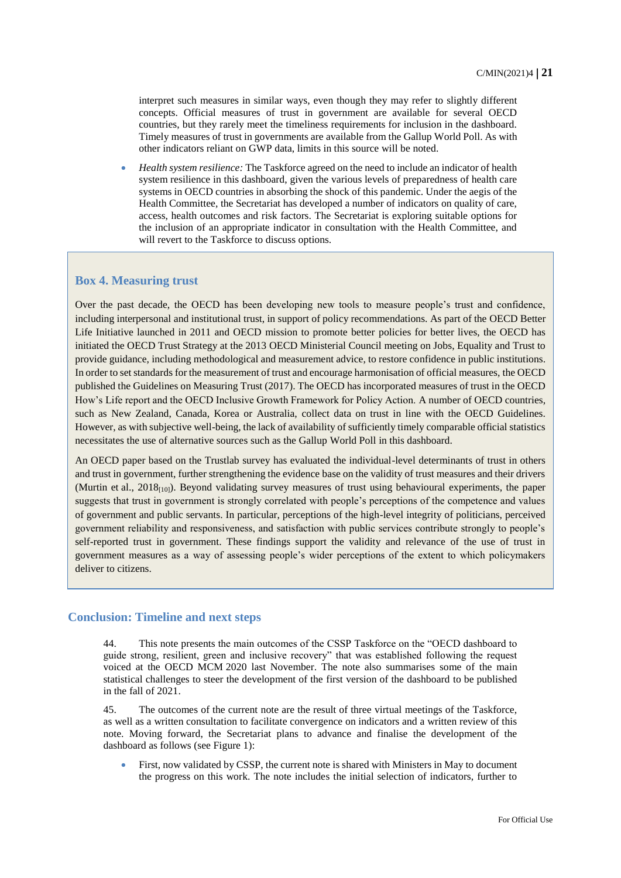interpret such measures in similar ways, even though they may refer to slightly different concepts. Official measures of trust in government are available for several OECD countries, but they rarely meet the timeliness requirements for inclusion in the dashboard. Timely measures of trust in governments are available from the Gallup World Poll. As with other indicators reliant on GWP data, limits in this source will be noted.

- *Health system resilience:* The Taskforce agreed on the need to include an indicator of health system resilience in this dashboard, given the various levels of preparedness of health care systems in OECD countries in absorbing the shock of this pandemic. Under the aegis of the Health Committee, the Secretariat has developed a number of indicators on quality of care, access, health outcomes and risk factors. The Secretariat is exploring suitable options for the inclusion of an appropriate indicator in consultation with the Health Committee, and will revert to the Taskforce to discuss options.

### Box 4. Measuring trust

Over the past decade, the OECD has been developing new tools to measure people's trust and confidence, including interpersonal and institutional trust, in support of policy recommendations. As part of the OECD Better Life Initiative launched in 2011 and OECD mission to promote better policies for better lives, the OECD has initiated the OECD Trust Strategy at the 2013 OECD Ministerial Council meeting on Jobs, Equality and Trust to provide guidance, including methodological and measurement advice, to restore confidence in public institutions. In order to set standards for the measurement of trust and encourage harmonisation of official measures, the OECD published the Guidelines on Measuring Trust (2017). The OECD has incorporated measures of trust in the OECD How's Life report and the OECD Inclusive Growth Framework for Policy Action. A number of OECD countries, such as New Zealand, Canada, Korea or Australia, collect data on trust in line with the OECD Guidelines. However, as with subjective well-being, the lack of availability of sufficiently timely comparable official statistics necessitates the use of alternative sources such as the Gallup World Poll in this dashboard.

An OECD paper based on the Trustlab survey has evaluated the individual-level determinants of trust in others and trust in government, further strengthening the evidence base on the validity of trust measures and their drivers (Murtin et al., 2018[10]). Beyond validating survey measures of trust using behavioural experiments, the paper suggests that trust in government is strongly correlated with people's perceptions of the competence and values of government and public servants. In particular, perceptions of the high-level integrity of politicians, perceived government reliability and responsiveness, and satisfaction with public services contribute strongly to people's self-reported trust in government. These findings support the validity and relevance of the use of trust in government measures as a way of assessing people's wider perceptions of the extent to which policymakers deliver to citizens.

## Conclusion: Timeline and next steps

44. This note presents the main outcomes of the CSSP Taskforce on the "OECD dashboard to guide strong, resilient, green and inclusive recovery" that was established following the request voiced at the OECD MCM 2020 last November. The note also summarises some of the main statistical challenges to steer the development of the first version of the dashboard to be published in the fall of 2021.

45. The outcomes of the current note are the result of three virtual meetings of the Taskforce, as well as a written consultation to facilitate convergence on indicators and a written review of this note. Moving forward, the Secretariat plans to advance and finalise the development of the dashboard as follows (see Figure 1):

- First, now validated by CSSP, the current note is shared with Ministers in May to document the progress on this work. The note includes the initial selection of indicators, further to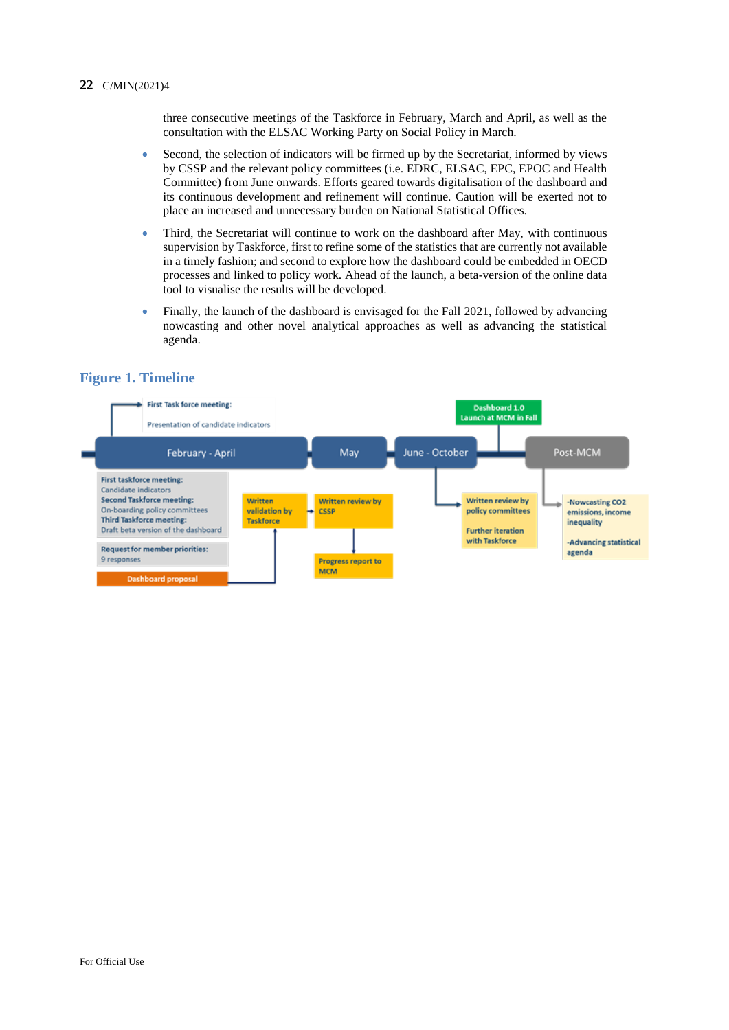three consecutive meetings of the Taskforce in February, March and April, as well as the consultation with the ELSAC Working Party on Social Policy in March.

- Second, the selection of indicators will be firmed up by the Secretariat, informed by views by CSSP and the relevant policy committees (i.e. EDRC, ELSAC, EPC, EPOC and Health Committee) from June onwards. Efforts geared towards digitalisation of the dashboard and its continuous development and refinement will continue. Caution will be exerted not to place an increased and unnecessary burden on National Statistical Offices.
- Third, the Secretariat will continue to work on the dashboard after May, with continuous supervision by Taskforce, first to refine some of the statistics that are currently not available in a timely fashion; and second to explore how the dashboard could be embedded in OECD processes and linked to policy work. Ahead of the launch, a beta-version of the online data tool to visualise the results will be developed.
- Finally, the launch of the dashboard is envisaged for the Fall 2021, followed by advancing nowcasting and other novel analytical approaches as well as advancing the statistical agenda.

## Figure 1. Timeline

First Task force meeting:
Presentation of candidate indicators

Dashboard 1.0
Launch at MCM in Fall

February - April | May | June - October | Post-MCM

**First taskforce meeting:**
Candidate indicators
**Second Taskforce meeting:**
On-boarding policy committees
**Third Taskforce meeting:**
Draft beta version of the dashboard

**Request for member priorities:**
9 responses

Dashboard proposal

Written validation by Taskforce

Written review by CSSP

Progress report to MCM

Written review by policy committees

Further iteration with Taskforce

-Nowcasting CO2 emissions, income inequality

-Advancing statistical agenda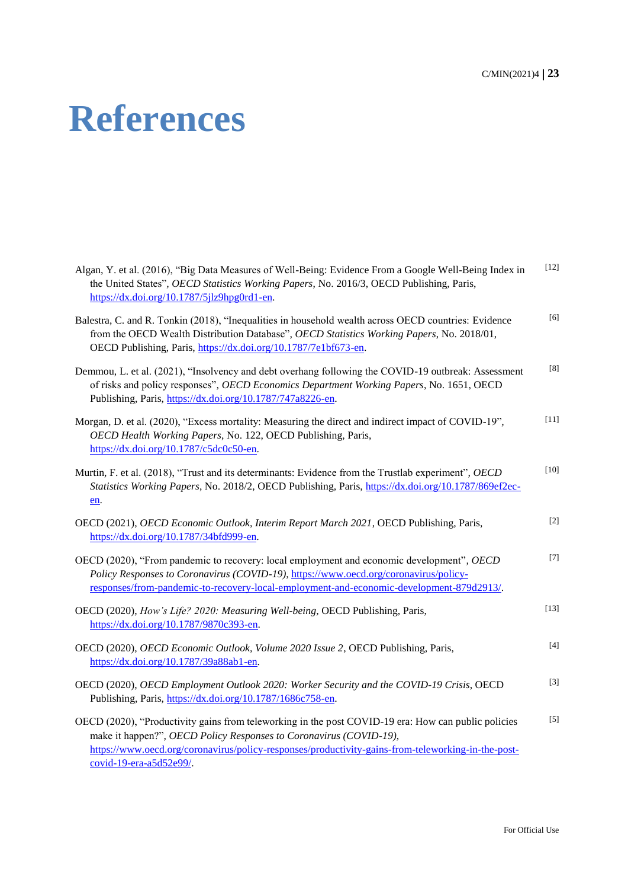# References

Algan, Y. et al. (2016), "Big Data Measures of Well-Being: Evidence From a Google Well-Being Index in the United States", *OECD Statistics Working Papers*, No. 2016/3, OECD Publishing, Paris, https://dx.doi.org/10.1787/5jlz9hpg0rd1-en. [12]

Balestra, C. and R. Tonkin (2018), "Inequalities in household wealth across OECD countries: Evidence from the OECD Wealth Distribution Database", *OECD Statistics Working Papers*, No. 2018/01, OECD Publishing, Paris, https://dx.doi.org/10.1787/7e1bf673-en. [6]

Demmou, L. et al. (2021), "Insolvency and debt overhang following the COVID-19 outbreak: Assessment of risks and policy responses", *OECD Economics Department Working Papers*, No. 1651, OECD Publishing, Paris, https://dx.doi.org/10.1787/747a8226-en. [8]

Morgan, D. et al. (2020), "Excess mortality: Measuring the direct and indirect impact of COVID-19", *OECD Health Working Papers*, No. 122, OECD Publishing, Paris, https://dx.doi.org/10.1787/c5dc0c50-en. [11]

Murtin, F. et al. (2018), "Trust and its determinants: Evidence from the Trustlab experiment", *OECD Statistics Working Papers*, No. 2018/2, OECD Publishing, Paris, https://dx.doi.org/10.1787/869ef2ec-en. [10]

OECD (2021), *OECD Economic Outlook, Interim Report March 2021*, OECD Publishing, Paris, https://dx.doi.org/10.1787/34bfd999-en. [2]

OECD (2020), "From pandemic to recovery: local employment and economic development", *OECD Policy Responses to Coronavirus (COVID-19)*, https://www.oecd.org/coronavirus/policy-responses/from-pandemic-to-recovery-local-employment-and-economic-development-879d2913/. [7]

OECD (2020), *How's Life? 2020: Measuring Well-being*, OECD Publishing, Paris, https://dx.doi.org/10.1787/9870c393-en. [13]

OECD (2020), *OECD Economic Outlook, Volume 2020 Issue 2*, OECD Publishing, Paris, https://dx.doi.org/10.1787/39a88ab1-en. [4]

OECD (2020), *OECD Employment Outlook 2020: Worker Security and the COVID-19 Crisis*, OECD Publishing, Paris, https://dx.doi.org/10.1787/1686c758-en. [3]

OECD (2020), "Productivity gains from teleworking in the post COVID-19 era: How can public policies make it happen?", *OECD Policy Responses to Coronavirus (COVID-19)*, https://www.oecd.org/coronavirus/policy-responses/productivity-gains-from-teleworking-in-the-post-covid-19-era-a5d52e99/. [5]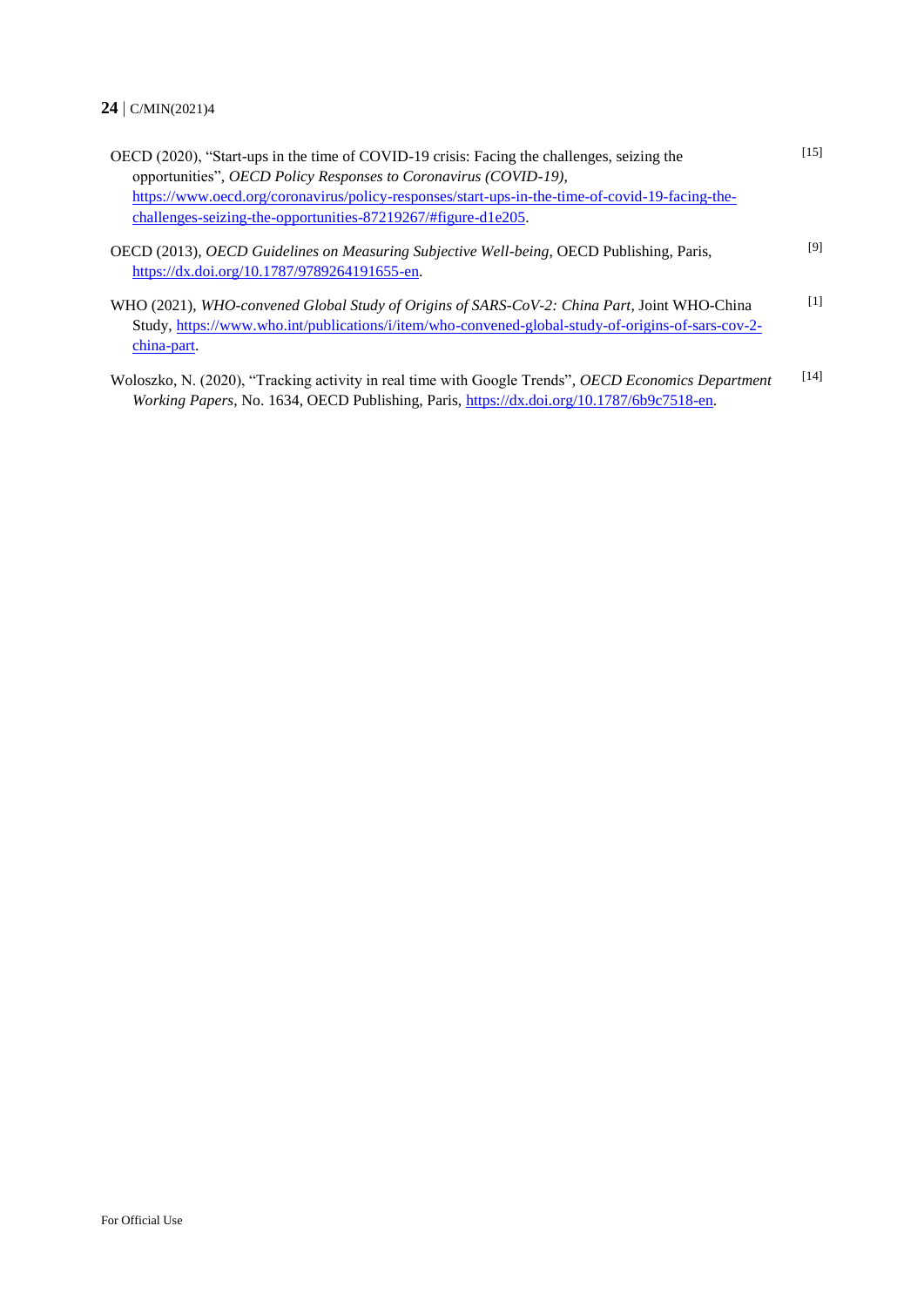OECD (2020), "Start-ups in the time of COVID-19 crisis: Facing the challenges, seizing the opportunities", *OECD Policy Responses to Coronavirus (COVID-19)*, https://www.oecd.org/coronavirus/policy-responses/start-ups-in-the-time-of-covid-19-facing-the-challenges-seizing-the-opportunities-87219267/#figure-d1e205. [15]

OECD (2013), *OECD Guidelines on Measuring Subjective Well-being*, OECD Publishing, Paris, https://dx.doi.org/10.1787/9789264191655-en. [9]

WHO (2021), *WHO-convened Global Study of Origins of SARS-CoV-2: China Part*, Joint WHO-China Study, https://www.who.int/publications/i/item/who-convened-global-study-of-origins-of-sars-cov-2-china-part. [1]

Woloszko, N. (2020), "Tracking activity in real time with Google Trends", *OECD Economics Department Working Papers*, No. 1634, OECD Publishing, Paris, https://dx.doi.org/10.1787/6b9c7518-en. [14]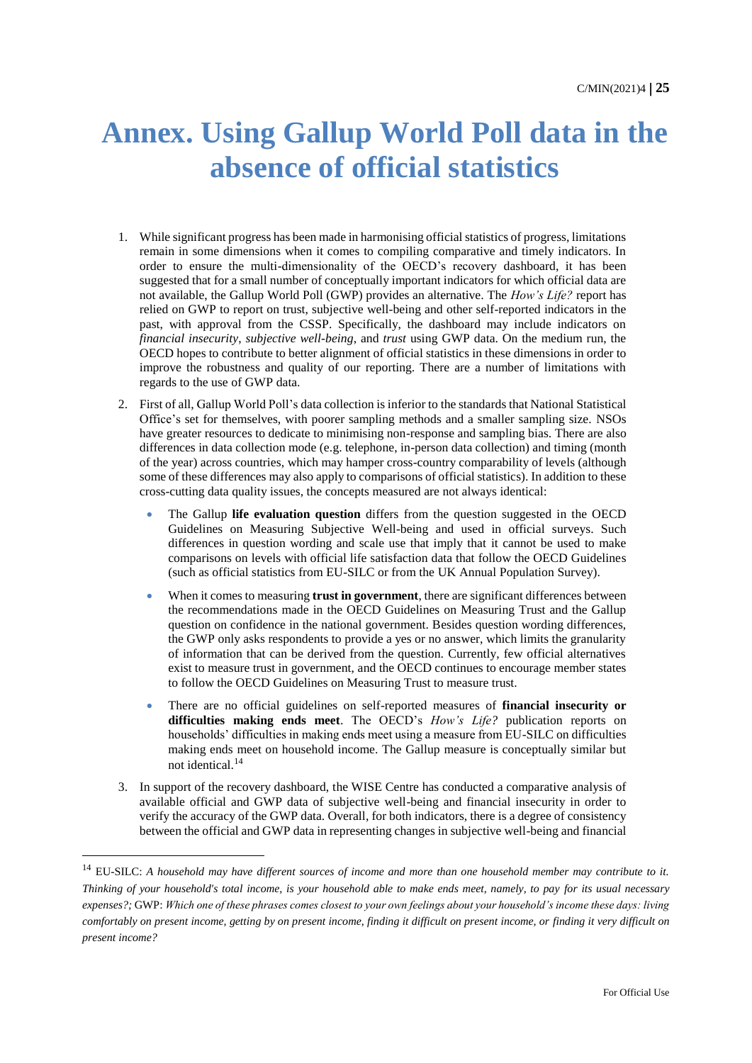# Annex. Using Gallup World Poll data in the absence of official statistics

1. While significant progress has been made in harmonising official statistics of progress, limitations remain in some dimensions when it comes to compiling comparative and timely indicators. In order to ensure the multi-dimensionality of the OECD's recovery dashboard, it has been suggested that for a small number of conceptually important indicators for which official data are not available, the Gallup World Poll (GWP) provides an alternative. The *How's Life?* report has relied on GWP to report on trust, subjective well-being and other self-reported indicators in the past, with approval from the CSSP. Specifically, the dashboard may include indicators on *financial insecurity*, *subjective well-being*, and *trust* using GWP data. On the medium run, the OECD hopes to contribute to better alignment of official statistics in these dimensions in order to improve the robustness and quality of our reporting. There are a number of limitations with regards to the use of GWP data.

2. First of all, Gallup World Poll's data collection is inferior to the standards that National Statistical Office's set for themselves, with poorer sampling methods and a smaller sampling size. NSOs have greater resources to dedicate to minimising non-response and sampling bias. There are also differences in data collection mode (e.g. telephone, in-person data collection) and timing (month of the year) across countries, which may hamper cross-country comparability of levels (although some of these differences may also apply to comparisons of official statistics). In addition to these cross-cutting data quality issues, the concepts measured are not always identical:

   - The Gallup **life evaluation question** differs from the question suggested in the OECD Guidelines on Measuring Subjective Well-being and used in official surveys. Such differences in question wording and scale use that imply that it cannot be used to make comparisons on levels with official life satisfaction data that follow the OECD Guidelines (such as official statistics from EU-SILC or from the UK Annual Population Survey).

   - When it comes to measuring **trust in government**, there are significant differences between the recommendations made in the OECD Guidelines on Measuring Trust and the Gallup question on confidence in the national government. Besides question wording differences, the GWP only asks respondents to provide a yes or no answer, which limits the granularity of information that can be derived from the question. Currently, few official alternatives exist to measure trust in government, and the OECD continues to encourage member states to follow the OECD Guidelines on Measuring Trust to measure trust.

   - There are no official guidelines on self-reported measures of **financial insecurity or difficulties making ends meet**. The OECD's *How's Life?* publication reports on households' difficulties in making ends meet using a measure from EU-SILC on difficulties making ends meet on household income. The Gallup measure is conceptually similar but not identical.[14]

3. In support of the recovery dashboard, the WISE Centre has conducted a comparative analysis of available official and GWP data of subjective well-being and financial insecurity in order to verify the accuracy of the GWP data. Overall, for both indicators, there is a degree of consistency between the official and GWP data in representing changes in subjective well-being and financial

---

[14] EU-SILC: *A household may have different sources of income and more than one household member may contribute to it. Thinking of your household's total income, is your household able to make ends meet, namely, to pay for its usual necessary expenses?;* GWP: *Which one of these phrases comes closest to your own feelings about your household's income these days: living comfortably on present income, getting by on present income, finding it difficult on present income, or finding it very difficult on present income?*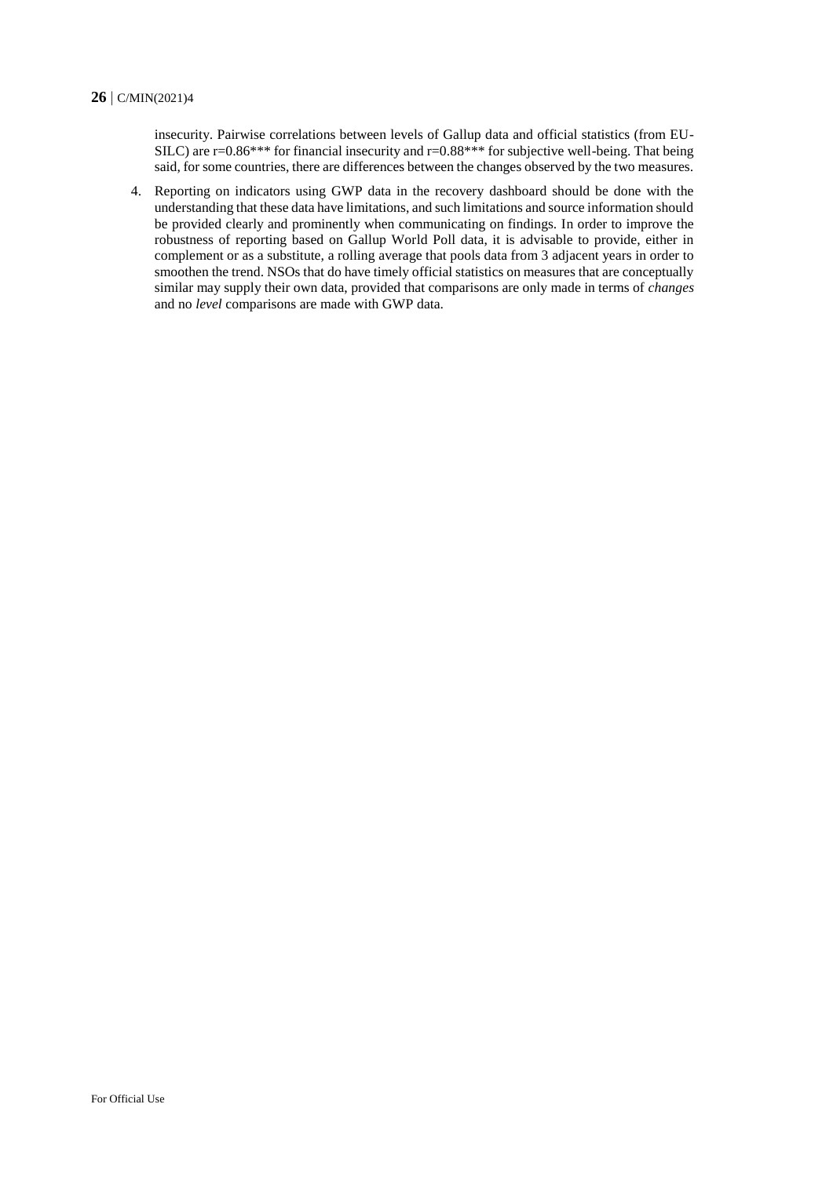insecurity. Pairwise correlations between levels of Gallup data and official statistics (from EU-SILC) are r=0.86*** for financial insecurity and r=0.88*** for subjective well-being. That being said, for some countries, there are differences between the changes observed by the two measures.

4. Reporting on indicators using GWP data in the recovery dashboard should be done with the understanding that these data have limitations, and such limitations and source information should be provided clearly and prominently when communicating on findings. In order to improve the robustness of reporting based on Gallup World Poll data, it is advisable to provide, either in complement or as a substitute, a rolling average that pools data from 3 adjacent years in order to smoothen the trend. NSOs that do have timely official statistics on measures that are conceptually similar may supply their own data, provided that comparisons are only made in terms of *changes* and no *level* comparisons are made with GWP data.